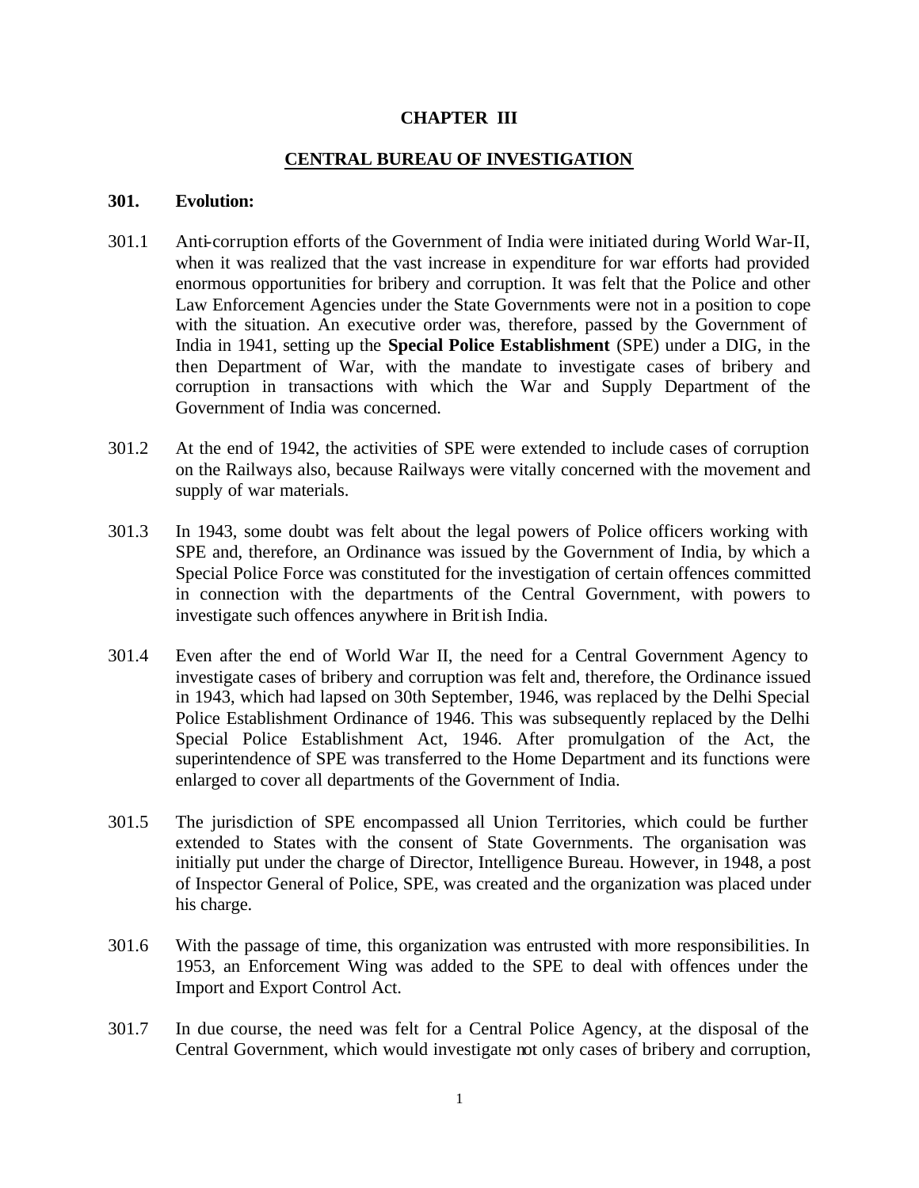# CHAPTER III

## CENTRAL BUREAU OF INVESTIGATION

### 301. Evolution:

301.1 Anti-corruption efforts of the Government of India were initiated during World War-II, when it was realized that the vast increase in expenditure for war efforts had provided enormous opportunities for bribery and corruption. It was felt that the Police and other Law Enforcement Agencies under the State Governments were not in a position to cope with the situation. An executive order was, therefore, passed by the Government of India in 1941, setting up the **Special Police Establishment** (SPE) under a DIG, in the then Department of War, with the mandate to investigate cases of bribery and corruption in transactions with which the War and Supply Department of the Government of India was concerned.

301.2 At the end of 1942, the activities of SPE were extended to include cases of corruption on the Railways also, because Railways were vitally concerned with the movement and supply of war materials.

301.3 In 1943, some doubt was felt about the legal powers of Police officers working with SPE and, therefore, an Ordinance was issued by the Government of India, by which a Special Police Force was constituted for the investigation of certain offences committed in connection with the departments of the Central Government, with powers to investigate such offences anywhere in British India.

301.4 Even after the end of World War II, the need for a Central Government Agency to investigate cases of bribery and corruption was felt and, therefore, the Ordinance issued in 1943, which had lapsed on 30th September, 1946, was replaced by the Delhi Special Police Establishment Ordinance of 1946. This was subsequently replaced by the Delhi Special Police Establishment Act, 1946. After promulgation of the Act, the superintendence of SPE was transferred to the Home Department and its functions were enlarged to cover all departments of the Government of India.

301.5 The jurisdiction of SPE encompassed all Union Territories, which could be further extended to States with the consent of State Governments. The organisation was initially put under the charge of Director, Intelligence Bureau. However, in 1948, a post of Inspector General of Police, SPE, was created and the organization was placed under his charge.

301.6 With the passage of time, this organization was entrusted with more responsibilities. In 1953, an Enforcement Wing was added to the SPE to deal with offences under the Import and Export Control Act.

301.7 In due course, the need was felt for a Central Police Agency, at the disposal of the Central Government, which would investigate not only cases of bribery and corruption,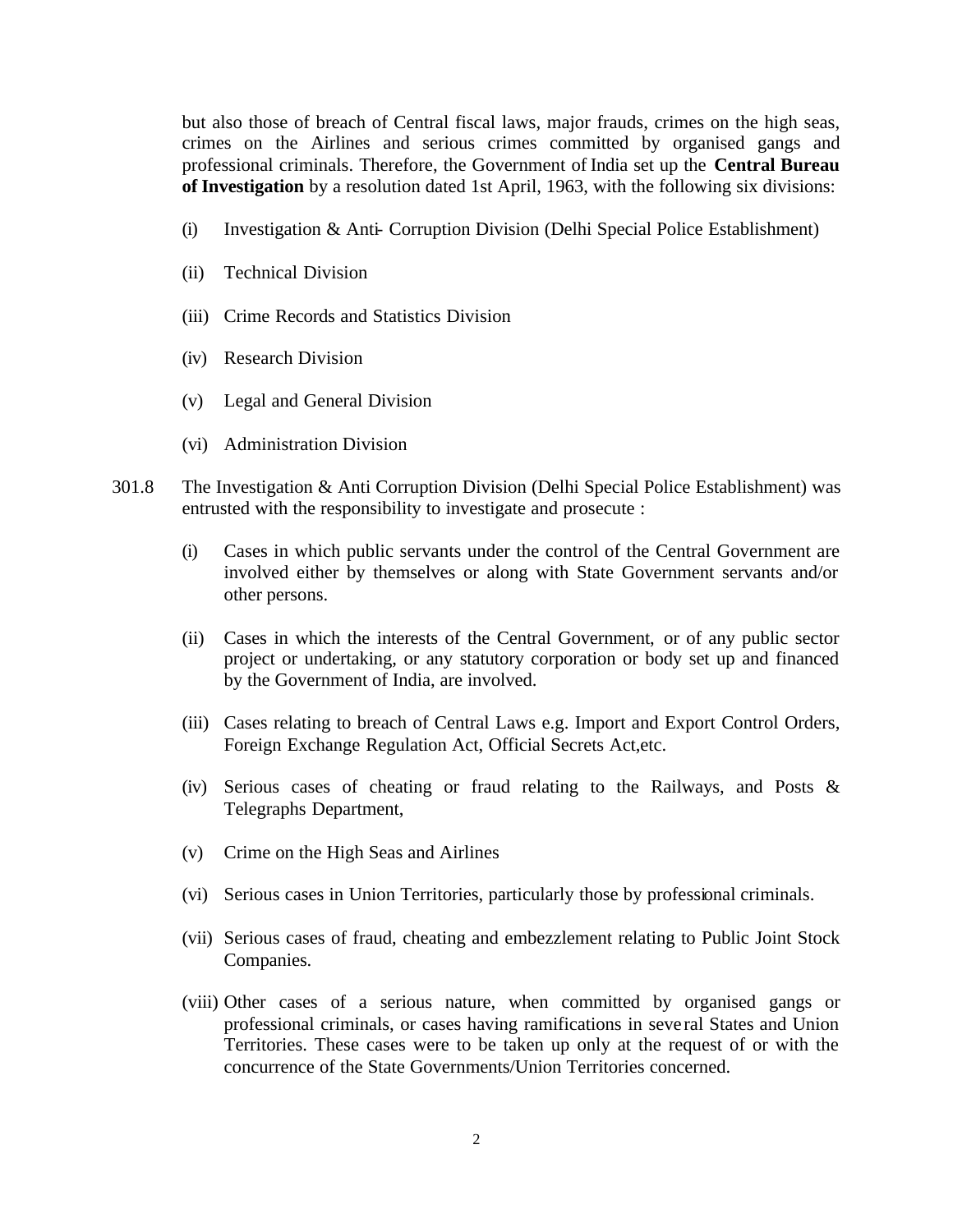but also those of breach of Central fiscal laws, major frauds, crimes on the high seas, crimes on the Airlines and serious crimes committed by organised gangs and professional criminals. Therefore, the Government of India set up the **Central Bureau of Investigation** by a resolution dated 1st April, 1963, with the following six divisions:

(i) Investigation & Anti- Corruption Division (Delhi Special Police Establishment)

(ii) Technical Division

(iii) Crime Records and Statistics Division

(iv) Research Division

(v) Legal and General Division

(vi) Administration Division

301.8 The Investigation & Anti Corruption Division (Delhi Special Police Establishment) was entrusted with the responsibility to investigate and prosecute :

(i) Cases in which public servants under the control of the Central Government are involved either by themselves or along with State Government servants and/or other persons.

(ii) Cases in which the interests of the Central Government, or of any public sector project or undertaking, or any statutory corporation or body set up and financed by the Government of India, are involved.

(iii) Cases relating to breach of Central Laws e.g. Import and Export Control Orders, Foreign Exchange Regulation Act, Official Secrets Act,etc.

(iv) Serious cases of cheating or fraud relating to the Railways, and Posts & Telegraphs Department,

(v) Crime on the High Seas and Airlines

(vi) Serious cases in Union Territories, particularly those by professional criminals.

(vii) Serious cases of fraud, cheating and embezzlement relating to Public Joint Stock Companies.

(viii) Other cases of a serious nature, when committed by organised gangs or professional criminals, or cases having ramifications in several States and Union Territories. These cases were to be taken up only at the request of or with the concurrence of the State Governments/Union Territories concerned.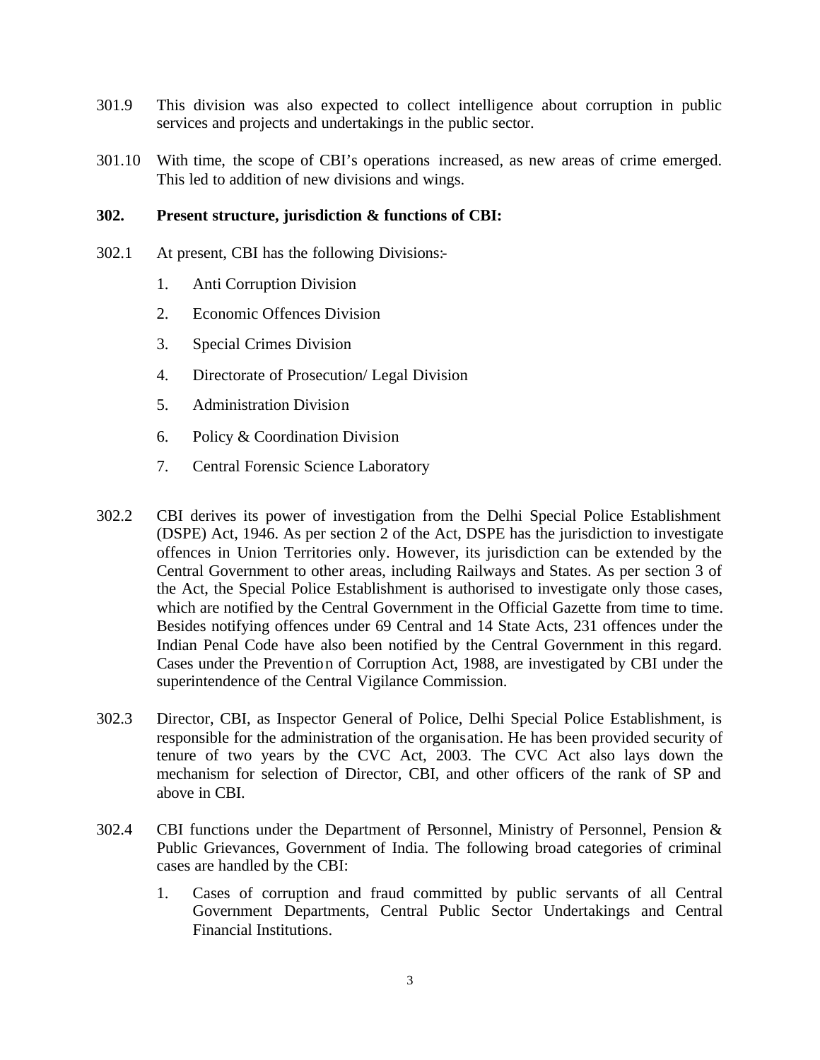301.9 This division was also expected to collect intelligence about corruption in public services and projects and undertakings in the public sector.

301.10 With time, the scope of CBI's operations increased, as new areas of crime emerged. This led to addition of new divisions and wings.

**302. Present structure, jurisdiction & functions of CBI:**

302.1 At present, CBI has the following Divisions:-

1. Anti Corruption Division
2. Economic Offences Division
3. Special Crimes Division
4. Directorate of Prosecution/ Legal Division
5. Administration Division
6. Policy & Coordination Division
7. Central Forensic Science Laboratory

302.2 CBI derives its power of investigation from the Delhi Special Police Establishment (DSPE) Act, 1946. As per section 2 of the Act, DSPE has the jurisdiction to investigate offences in Union Territories only. However, its jurisdiction can be extended by the Central Government to other areas, including Railways and States. As per section 3 of the Act, the Special Police Establishment is authorised to investigate only those cases, which are notified by the Central Government in the Official Gazette from time to time. Besides notifying offences under 69 Central and 14 State Acts, 231 offences under the Indian Penal Code have also been notified by the Central Government in this regard. Cases under the Prevention of Corruption Act, 1988, are investigated by CBI under the superintendence of the Central Vigilance Commission.

302.3 Director, CBI, as Inspector General of Police, Delhi Special Police Establishment, is responsible for the administration of the organisation. He has been provided security of tenure of two years by the CVC Act, 2003. The CVC Act also lays down the mechanism for selection of Director, CBI, and other officers of the rank of SP and above in CBI.

302.4 CBI functions under the Department of Personnel, Ministry of Personnel, Pension & Public Grievances, Government of India. The following broad categories of criminal cases are handled by the CBI:

1. Cases of corruption and fraud committed by public servants of all Central Government Departments, Central Public Sector Undertakings and Central Financial Institutions.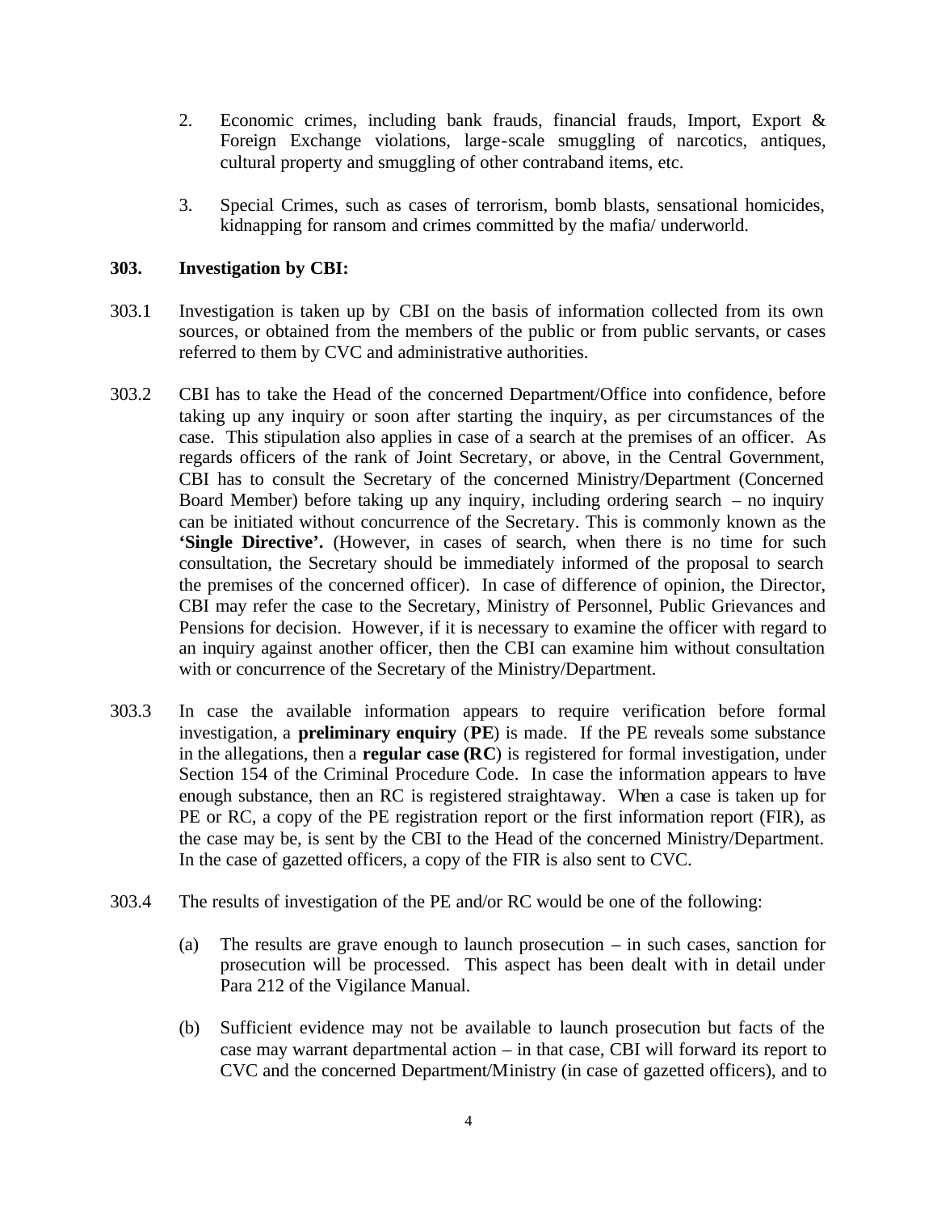2. Economic crimes, including bank frauds, financial frauds, Import, Export & Foreign Exchange violations, large-scale smuggling of narcotics, antiques, cultural property and smuggling of other contraband items, etc.

3. Special Crimes, such as cases of terrorism, bomb blasts, sensational homicides, kidnapping for ransom and crimes committed by the mafia/ underworld.

### 303. Investigation by CBI:

303.1 Investigation is taken up by CBI on the basis of information collected from its own sources, or obtained from the members of the public or from public servants, or cases referred to them by CVC and administrative authorities.

303.2 CBI has to take the Head of the concerned Department/Office into confidence, before taking up any inquiry or soon after starting the inquiry, as per circumstances of the case. This stipulation also applies in case of a search at the premises of an officer. As regards officers of the rank of Joint Secretary, or above, in the Central Government, CBI has to consult the Secretary of the concerned Ministry/Department (Concerned Board Member) before taking up any inquiry, including ordering search – no inquiry can be initiated without concurrence of the Secretary. This is commonly known as the **'Single Directive'.** (However, in cases of search, when there is no time for such consultation, the Secretary should be immediately informed of the proposal to search the premises of the concerned officer). In case of difference of opinion, the Director, CBI may refer the case to the Secretary, Ministry of Personnel, Public Grievances and Pensions for decision. However, if it is necessary to examine the officer with regard to an inquiry against another officer, then the CBI can examine him without consultation with or concurrence of the Secretary of the Ministry/Department.

303.3 In case the available information appears to require verification before formal investigation, a **preliminary enquiry** (**PE**) is made. If the PE reveals some substance in the allegations, then a **regular case (RC**) is registered for formal investigation, under Section 154 of the Criminal Procedure Code. In case the information appears to have enough substance, then an RC is registered straightaway. When a case is taken up for PE or RC, a copy of the PE registration report or the first information report (FIR), as the case may be, is sent by the CBI to the Head of the concerned Ministry/Department. In the case of gazetted officers, a copy of the FIR is also sent to CVC.

303.4 The results of investigation of the PE and/or RC would be one of the following:

(a) The results are grave enough to launch prosecution – in such cases, sanction for prosecution will be processed. This aspect has been dealt with in detail under Para 212 of the Vigilance Manual.

(b) Sufficient evidence may not be available to launch prosecution but facts of the case may warrant departmental action – in that case, CBI will forward its report to CVC and the concerned Department/Ministry (in case of gazetted officers), and to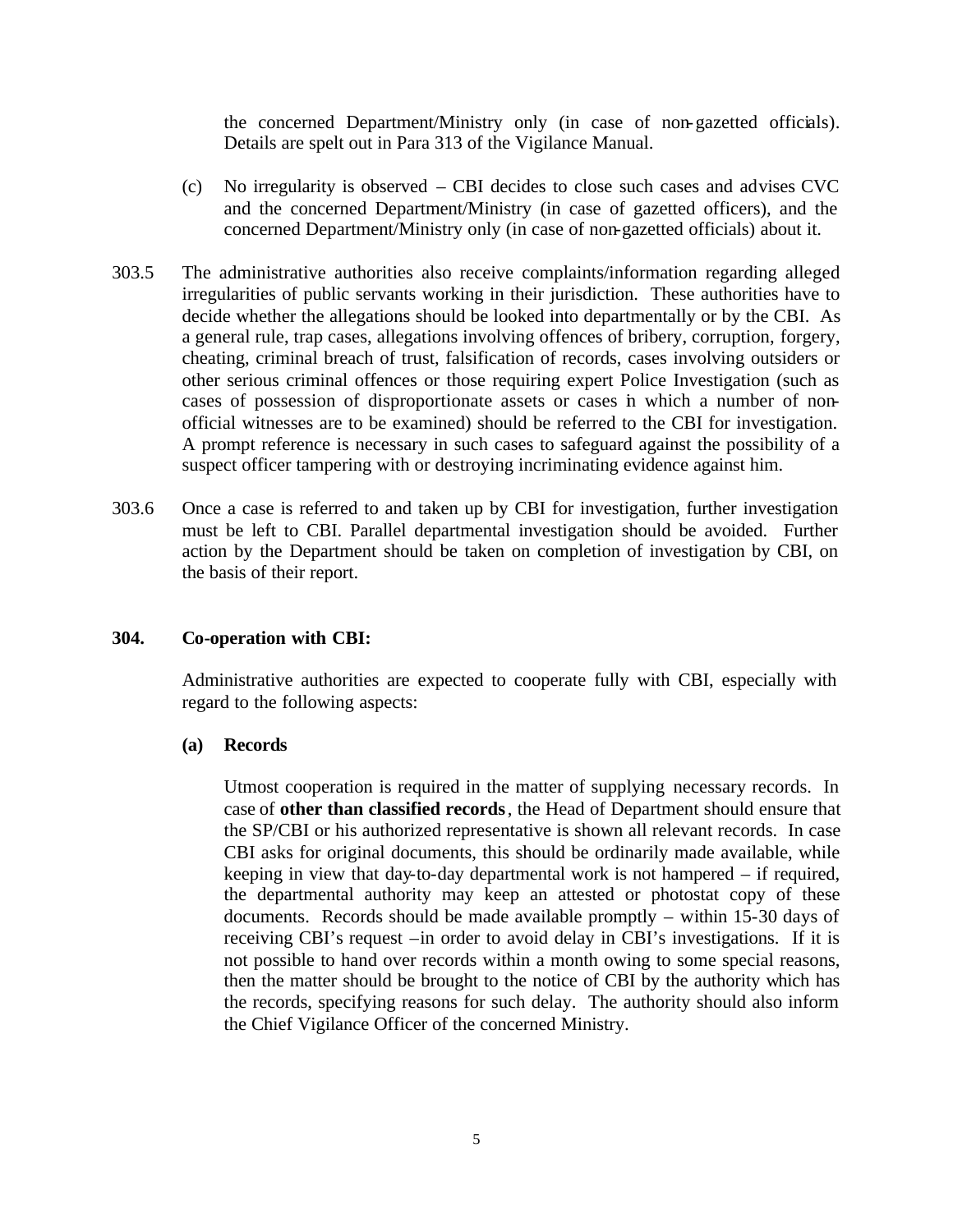the concerned Department/Ministry only (in case of non-gazetted officials). Details are spelt out in Para 313 of the Vigilance Manual.

(c) No irregularity is observed – CBI decides to close such cases and advises CVC and the concerned Department/Ministry (in case of gazetted officers), and the concerned Department/Ministry only (in case of non-gazetted officials) about it.

303.5 The administrative authorities also receive complaints/information regarding alleged irregularities of public servants working in their jurisdiction. These authorities have to decide whether the allegations should be looked into departmentally or by the CBI. As a general rule, trap cases, allegations involving offences of bribery, corruption, forgery, cheating, criminal breach of trust, falsification of records, cases involving outsiders or other serious criminal offences or those requiring expert Police Investigation (such as cases of possession of disproportionate assets or cases in which a number of non-official witnesses are to be examined) should be referred to the CBI for investigation. A prompt reference is necessary in such cases to safeguard against the possibility of a suspect officer tampering with or destroying incriminating evidence against him.

303.6 Once a case is referred to and taken up by CBI for investigation, further investigation must be left to CBI. Parallel departmental investigation should be avoided. Further action by the Department should be taken on completion of investigation by CBI, on the basis of their report.

**304. Co-operation with CBI:**

Administrative authorities are expected to cooperate fully with CBI, especially with regard to the following aspects:

**(a) Records**

Utmost cooperation is required in the matter of supplying necessary records. In case of **other than classified records**, the Head of Department should ensure that the SP/CBI or his authorized representative is shown all relevant records. In case CBI asks for original documents, this should be ordinarily made available, while keeping in view that day-to-day departmental work is not hampered – if required, the departmental authority may keep an attested or photostat copy of these documents. Records should be made available promptly – within 15-30 days of receiving CBI's request – in order to avoid delay in CBI's investigations. If it is not possible to hand over records within a month owing to some special reasons, then the matter should be brought to the notice of CBI by the authority which has the records, specifying reasons for such delay. The authority should also inform the Chief Vigilance Officer of the concerned Ministry.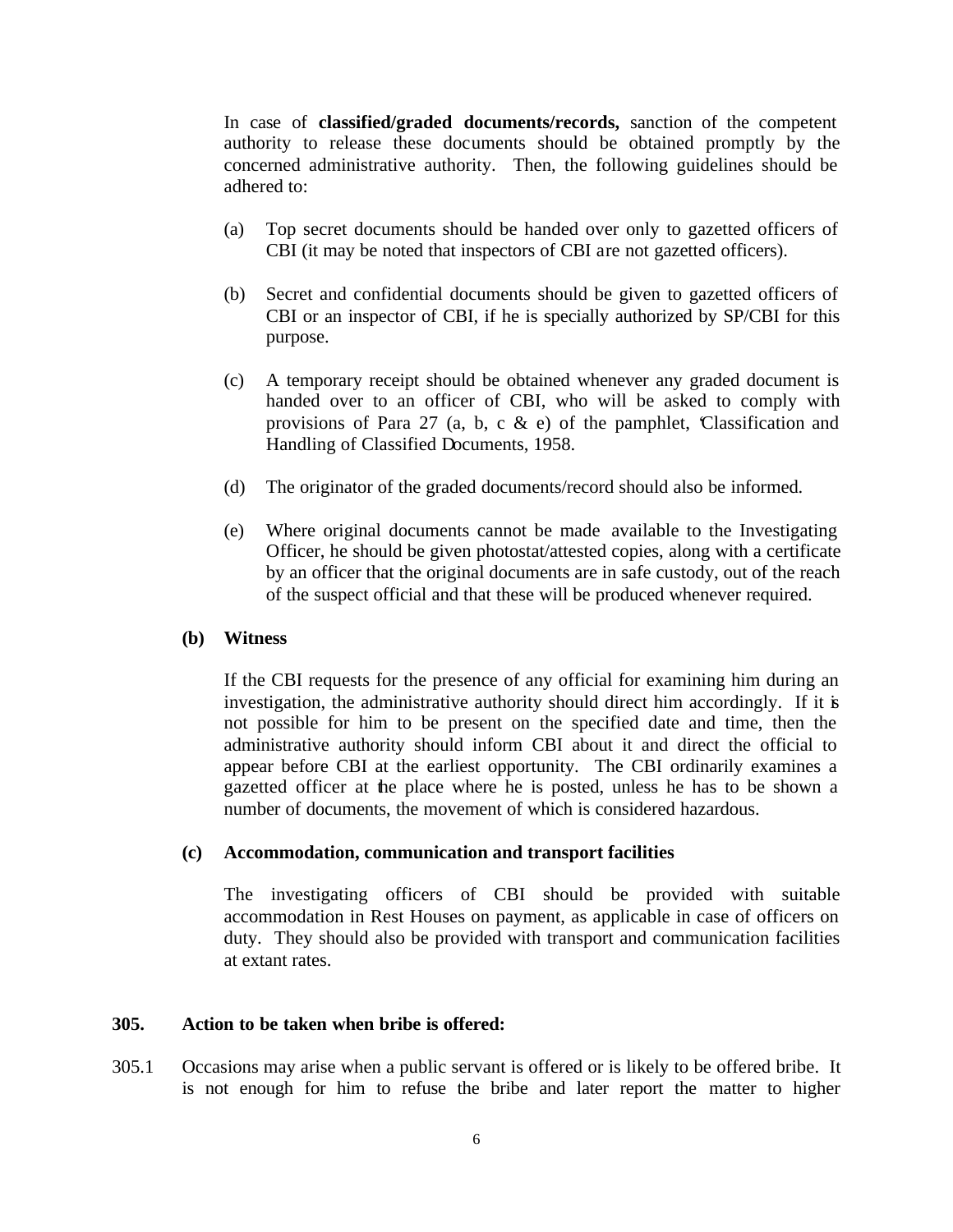In case of **classified/graded documents/records,** sanction of the competent authority to release these documents should be obtained promptly by the concerned administrative authority. Then, the following guidelines should be adhered to:

(a) Top secret documents should be handed over only to gazetted officers of CBI (it may be noted that inspectors of CBI are not gazetted officers).

(b) Secret and confidential documents should be given to gazetted officers of CBI or an inspector of CBI, if he is specially authorized by SP/CBI for this purpose.

(c) A temporary receipt should be obtained whenever any graded document is handed over to an officer of CBI, who will be asked to comply with provisions of Para 27 (a, b, c & e) of the pamphlet, 'Classification and Handling of Classified Documents, 1958.

(d) The originator of the graded documents/record should also be informed.

(e) Where original documents cannot be made available to the Investigating Officer, he should be given photostat/attested copies, along with a certificate by an officer that the original documents are in safe custody, out of the reach of the suspect official and that these will be produced whenever required.

**(b) Witness**

If the CBI requests for the presence of any official for examining him during an investigation, the administrative authority should direct him accordingly. If it is not possible for him to be present on the specified date and time, then the administrative authority should inform CBI about it and direct the official to appear before CBI at the earliest opportunity. The CBI ordinarily examines a gazetted officer at the place where he is posted, unless he has to be shown a number of documents, the movement of which is considered hazardous.

**(c) Accommodation, communication and transport facilities**

The investigating officers of CBI should be provided with suitable accommodation in Rest Houses on payment, as applicable in case of officers on duty. They should also be provided with transport and communication facilities at extant rates.

**305. Action to be taken when bribe is offered:**

305.1 Occasions may arise when a public servant is offered or is likely to be offered bribe. It is not enough for him to refuse the bribe and later report the matter to higher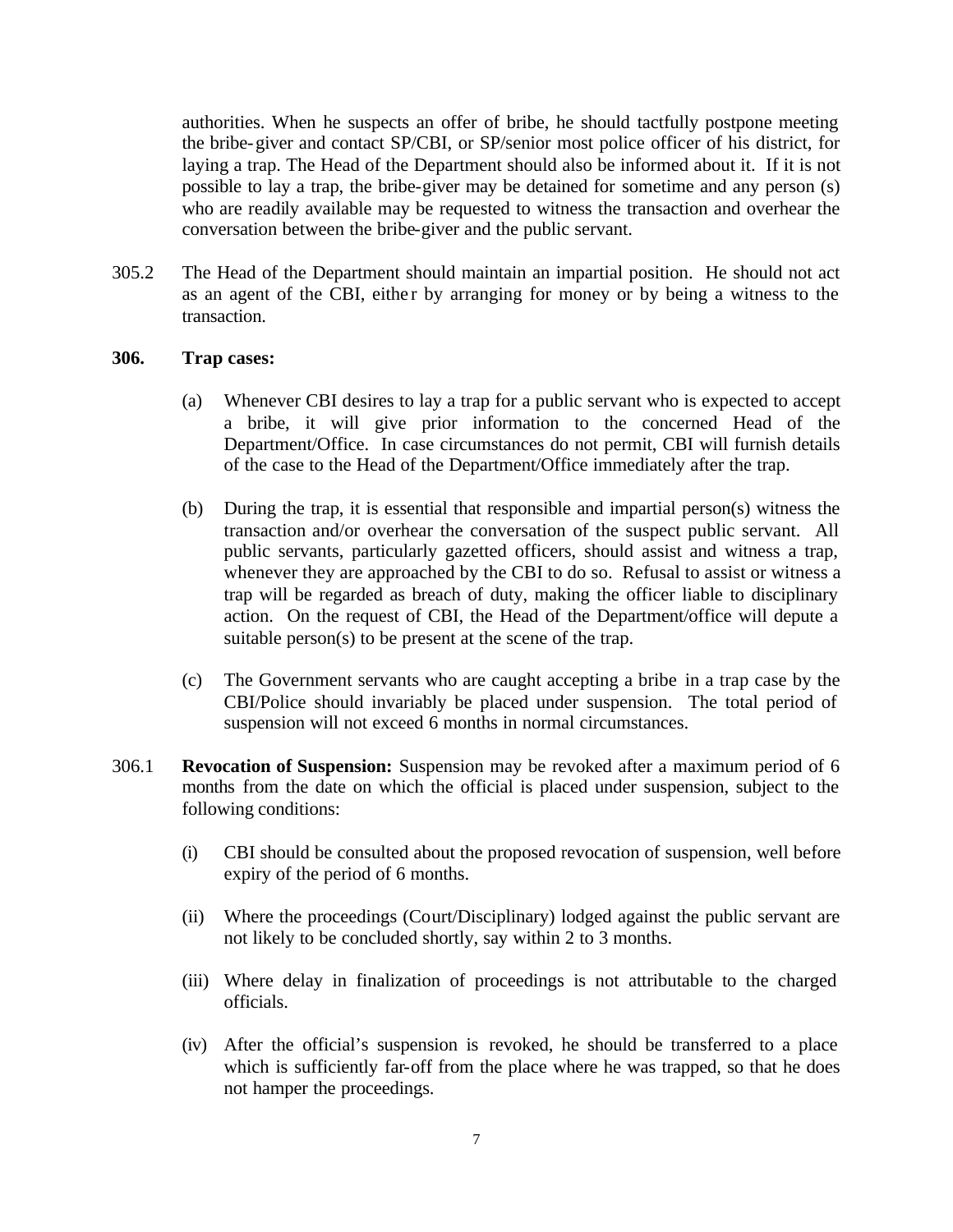authorities. When he suspects an offer of bribe, he should tactfully postpone meeting the bribe-giver and contact SP/CBI, or SP/senior most police officer of his district, for laying a trap. The Head of the Department should also be informed about it. If it is not possible to lay a trap, the bribe-giver may be detained for sometime and any person (s) who are readily available may be requested to witness the transaction and overhear the conversation between the bribe-giver and the public servant.

305.2 The Head of the Department should maintain an impartial position. He should not act as an agent of the CBI, either by arranging for money or by being a witness to the transaction.

**306. Trap cases:**

(a) Whenever CBI desires to lay a trap for a public servant who is expected to accept a bribe, it will give prior information to the concerned Head of the Department/Office. In case circumstances do not permit, CBI will furnish details of the case to the Head of the Department/Office immediately after the trap.

(b) During the trap, it is essential that responsible and impartial person(s) witness the transaction and/or overhear the conversation of the suspect public servant. All public servants, particularly gazetted officers, should assist and witness a trap, whenever they are approached by the CBI to do so. Refusal to assist or witness a trap will be regarded as breach of duty, making the officer liable to disciplinary action. On the request of CBI, the Head of the Department/office will depute a suitable person(s) to be present at the scene of the trap.

(c) The Government servants who are caught accepting a bribe in a trap case by the CBI/Police should invariably be placed under suspension. The total period of suspension will not exceed 6 months in normal circumstances.

306.1 **Revocation of Suspension:** Suspension may be revoked after a maximum period of 6 months from the date on which the official is placed under suspension, subject to the following conditions:

(i) CBI should be consulted about the proposed revocation of suspension, well before expiry of the period of 6 months.

(ii) Where the proceedings (Court/Disciplinary) lodged against the public servant are not likely to be concluded shortly, say within 2 to 3 months.

(iii) Where delay in finalization of proceedings is not attributable to the charged officials.

(iv) After the official's suspension is revoked, he should be transferred to a place which is sufficiently far-off from the place where he was trapped, so that he does not hamper the proceedings.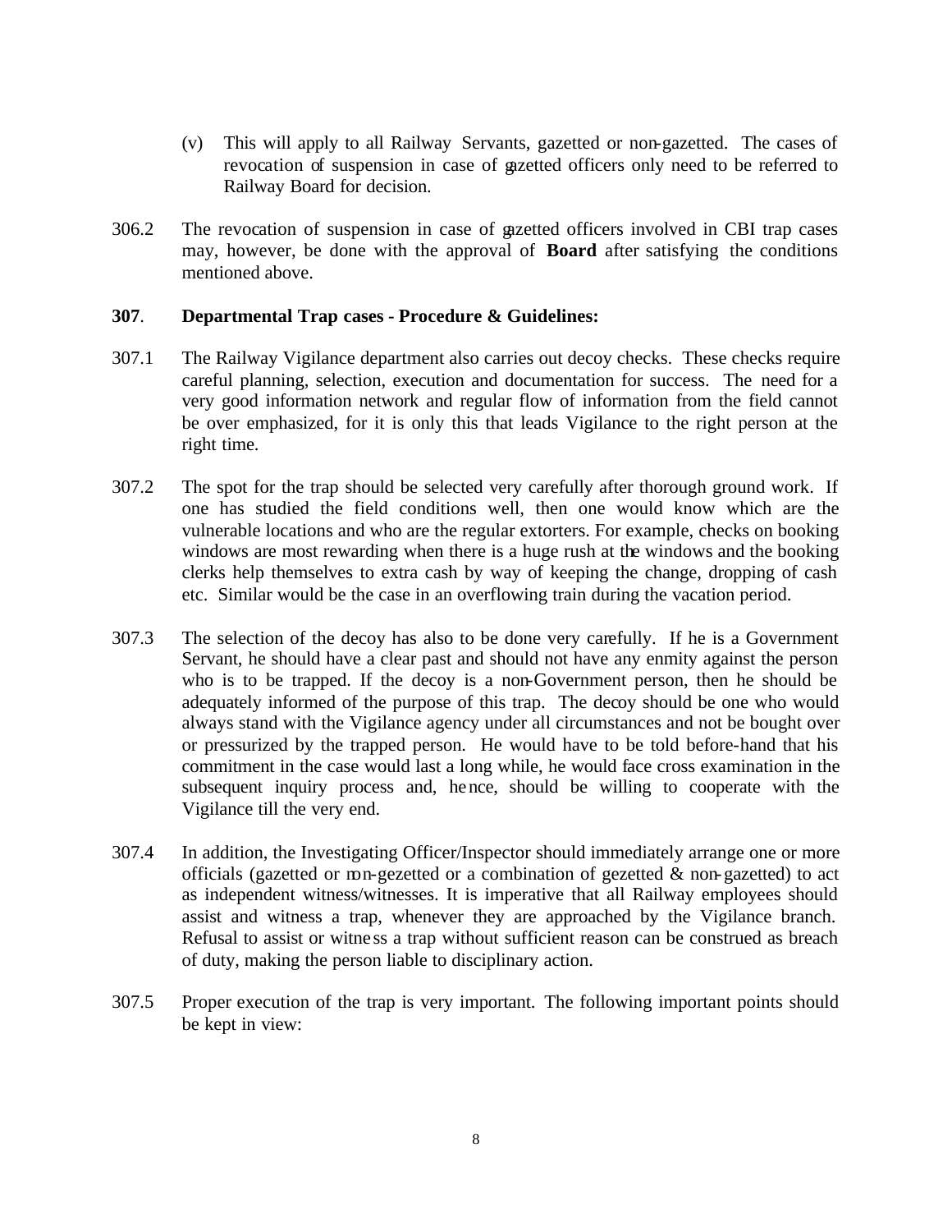(v) This will apply to all Railway Servants, gazetted or non-gazetted. The cases of revocation of suspension in case of gazetted officers only need to be referred to Railway Board for decision.

306.2 The revocation of suspension in case of gazetted officers involved in CBI trap cases may, however, be done with the approval of **Board** after satisfying the conditions mentioned above.

**307. Departmental Trap cases - Procedure & Guidelines:**

307.1 The Railway Vigilance department also carries out decoy checks. These checks require careful planning, selection, execution and documentation for success. The need for a very good information network and regular flow of information from the field cannot be over emphasized, for it is only this that leads Vigilance to the right person at the right time.

307.2 The spot for the trap should be selected very carefully after thorough ground work. If one has studied the field conditions well, then one would know which are the vulnerable locations and who are the regular extorters. For example, checks on booking windows are most rewarding when there is a huge rush at the windows and the booking clerks help themselves to extra cash by way of keeping the change, dropping of cash etc. Similar would be the case in an overflowing train during the vacation period.

307.3 The selection of the decoy has also to be done very carefully. If he is a Government Servant, he should have a clear past and should not have any enmity against the person who is to be trapped. If the decoy is a non-Government person, then he should be adequately informed of the purpose of this trap. The decoy should be one who would always stand with the Vigilance agency under all circumstances and not be bought over or pressurized by the trapped person. He would have to be told before-hand that his commitment in the case would last a long while, he would face cross examination in the subsequent inquiry process and, hence, should be willing to cooperate with the Vigilance till the very end.

307.4 In addition, the Investigating Officer/Inspector should immediately arrange one or more officials (gazetted or non-gezetted or a combination of gezetted & non-gazetted) to act as independent witness/witnesses. It is imperative that all Railway employees should assist and witness a trap, whenever they are approached by the Vigilance branch. Refusal to assist or witness a trap without sufficient reason can be construed as breach of duty, making the person liable to disciplinary action.

307.5 Proper execution of the trap is very important. The following important points should be kept in view: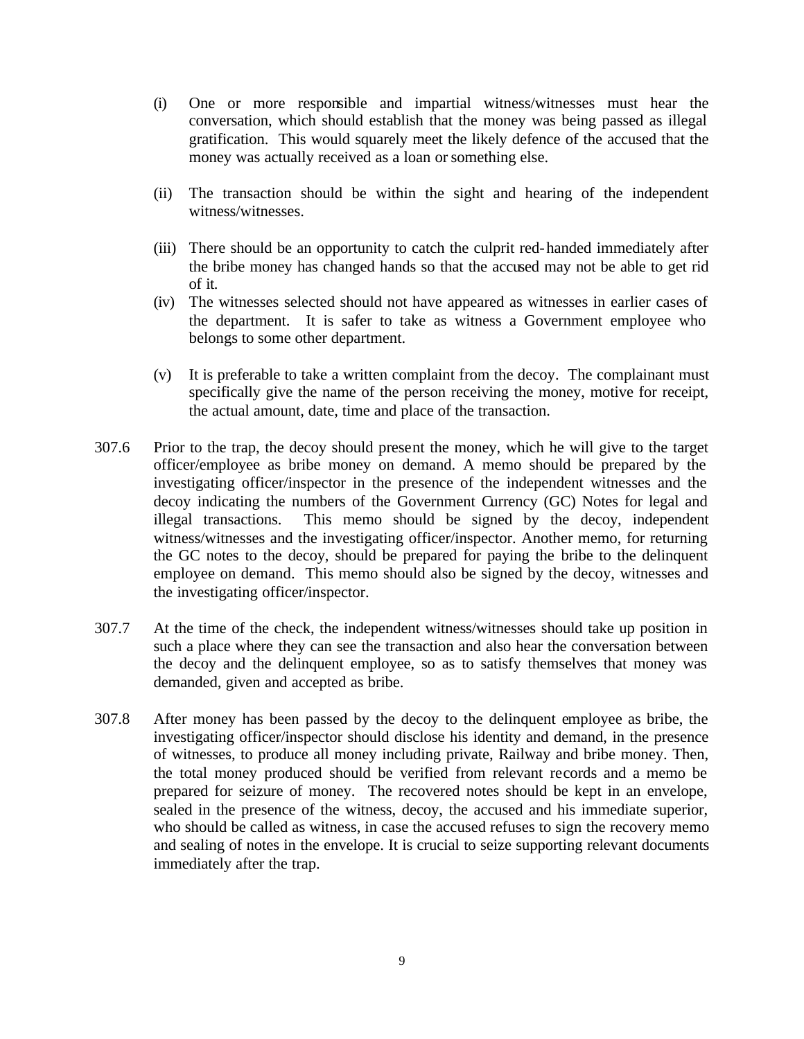(i) One or more responsible and impartial witness/witnesses must hear the conversation, which should establish that the money was being passed as illegal gratification. This would squarely meet the likely defence of the accused that the money was actually received as a loan or something else.

(ii) The transaction should be within the sight and hearing of the independent witness/witnesses.

(iii) There should be an opportunity to catch the culprit red-handed immediately after the bribe money has changed hands so that the accused may not be able to get rid of it.

(iv) The witnesses selected should not have appeared as witnesses in earlier cases of the department. It is safer to take as witness a Government employee who belongs to some other department.

(v) It is preferable to take a written complaint from the decoy. The complainant must specifically give the name of the person receiving the money, motive for receipt, the actual amount, date, time and place of the transaction.

307.6 Prior to the trap, the decoy should present the money, which he will give to the target officer/employee as bribe money on demand. A memo should be prepared by the investigating officer/inspector in the presence of the independent witnesses and the decoy indicating the numbers of the Government Currency (GC) Notes for legal and illegal transactions. This memo should be signed by the decoy, independent witness/witnesses and the investigating officer/inspector. Another memo, for returning the GC notes to the decoy, should be prepared for paying the bribe to the delinquent employee on demand. This memo should also be signed by the decoy, witnesses and the investigating officer/inspector.

307.7 At the time of the check, the independent witness/witnesses should take up position in such a place where they can see the transaction and also hear the conversation between the decoy and the delinquent employee, so as to satisfy themselves that money was demanded, given and accepted as bribe.

307.8 After money has been passed by the decoy to the delinquent employee as bribe, the investigating officer/inspector should disclose his identity and demand, in the presence of witnesses, to produce all money including private, Railway and bribe money. Then, the total money produced should be verified from relevant records and a memo be prepared for seizure of money. The recovered notes should be kept in an envelope, sealed in the presence of the witness, decoy, the accused and his immediate superior, who should be called as witness, in case the accused refuses to sign the recovery memo and sealing of notes in the envelope. It is crucial to seize supporting relevant documents immediately after the trap.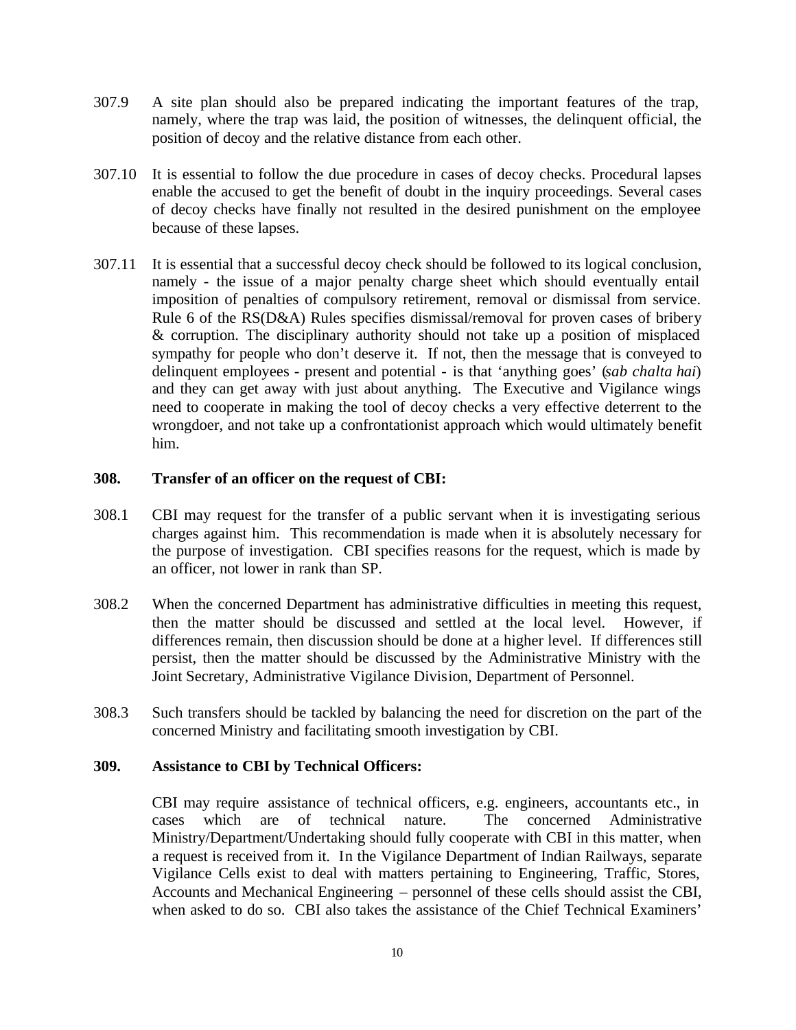307.9 A site plan should also be prepared indicating the important features of the trap, namely, where the trap was laid, the position of witnesses, the delinquent official, the position of decoy and the relative distance from each other.

307.10 It is essential to follow the due procedure in cases of decoy checks. Procedural lapses enable the accused to get the benefit of doubt in the inquiry proceedings. Several cases of decoy checks have finally not resulted in the desired punishment on the employee because of these lapses.

307.11 It is essential that a successful decoy check should be followed to its logical conclusion, namely - the issue of a major penalty charge sheet which should eventually entail imposition of penalties of compulsory retirement, removal or dismissal from service. Rule 6 of the RS(D&A) Rules specifies dismissal/removal for proven cases of bribery & corruption. The disciplinary authority should not take up a position of misplaced sympathy for people who don't deserve it. If not, then the message that is conveyed to delinquent employees - present and potential - is that 'anything goes' (*sab chalta hai*) and they can get away with just about anything. The Executive and Vigilance wings need to cooperate in making the tool of decoy checks a very effective deterrent to the wrongdoer, and not take up a confrontationist approach which would ultimately benefit him.

**308. Transfer of an officer on the request of CBI:**

308.1 CBI may request for the transfer of a public servant when it is investigating serious charges against him. This recommendation is made when it is absolutely necessary for the purpose of investigation. CBI specifies reasons for the request, which is made by an officer, not lower in rank than SP.

308.2 When the concerned Department has administrative difficulties in meeting this request, then the matter should be discussed and settled at the local level. However, if differences remain, then discussion should be done at a higher level. If differences still persist, then the matter should be discussed by the Administrative Ministry with the Joint Secretary, Administrative Vigilance Division, Department of Personnel.

308.3 Such transfers should be tackled by balancing the need for discretion on the part of the concerned Ministry and facilitating smooth investigation by CBI.

**309. Assistance to CBI by Technical Officers:**

CBI may require assistance of technical officers, e.g. engineers, accountants etc., in cases which are of technical nature. The concerned Administrative Ministry/Department/Undertaking should fully cooperate with CBI in this matter, when a request is received from it. In the Vigilance Department of Indian Railways, separate Vigilance Cells exist to deal with matters pertaining to Engineering, Traffic, Stores, Accounts and Mechanical Engineering – personnel of these cells should assist the CBI, when asked to do so. CBI also takes the assistance of the Chief Technical Examiners'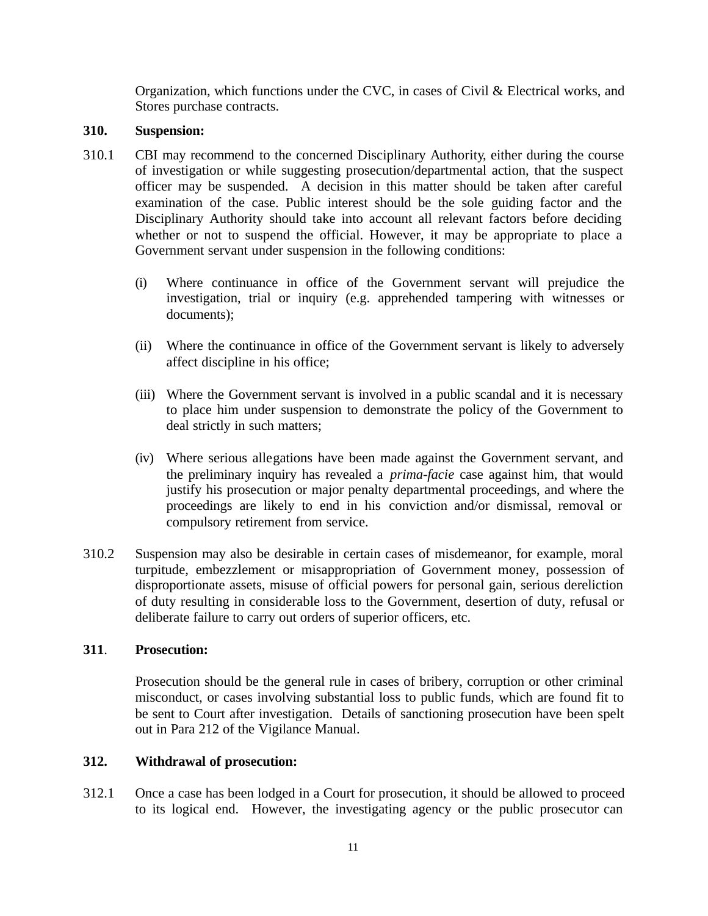Organization, which functions under the CVC, in cases of Civil & Electrical works, and Stores purchase contracts.

**310. Suspension:**

310.1 CBI may recommend to the concerned Disciplinary Authority, either during the course of investigation or while suggesting prosecution/departmental action, that the suspect officer may be suspended. A decision in this matter should be taken after careful examination of the case. Public interest should be the sole guiding factor and the Disciplinary Authority should take into account all relevant factors before deciding whether or not to suspend the official. However, it may be appropriate to place a Government servant under suspension in the following conditions:

(i) Where continuance in office of the Government servant will prejudice the investigation, trial or inquiry (e.g. apprehended tampering with witnesses or documents);

(ii) Where the continuance in office of the Government servant is likely to adversely affect discipline in his office;

(iii) Where the Government servant is involved in a public scandal and it is necessary to place him under suspension to demonstrate the policy of the Government to deal strictly in such matters;

(iv) Where serious allegations have been made against the Government servant, and the preliminary inquiry has revealed a *prima-facie* case against him, that would justify his prosecution or major penalty departmental proceedings, and where the proceedings are likely to end in his conviction and/or dismissal, removal or compulsory retirement from service.

310.2 Suspension may also be desirable in certain cases of misdemeanor, for example, moral turpitude, embezzlement or misappropriation of Government money, possession of disproportionate assets, misuse of official powers for personal gain, serious dereliction of duty resulting in considerable loss to the Government, desertion of duty, refusal or deliberate failure to carry out orders of superior officers, etc.

**311. Prosecution:**

Prosecution should be the general rule in cases of bribery, corruption or other criminal misconduct, or cases involving substantial loss to public funds, which are found fit to be sent to Court after investigation. Details of sanctioning prosecution have been spelt out in Para 212 of the Vigilance Manual.

**312. Withdrawal of prosecution:**

312.1 Once a case has been lodged in a Court for prosecution, it should be allowed to proceed to its logical end. However, the investigating agency or the public prosecutor can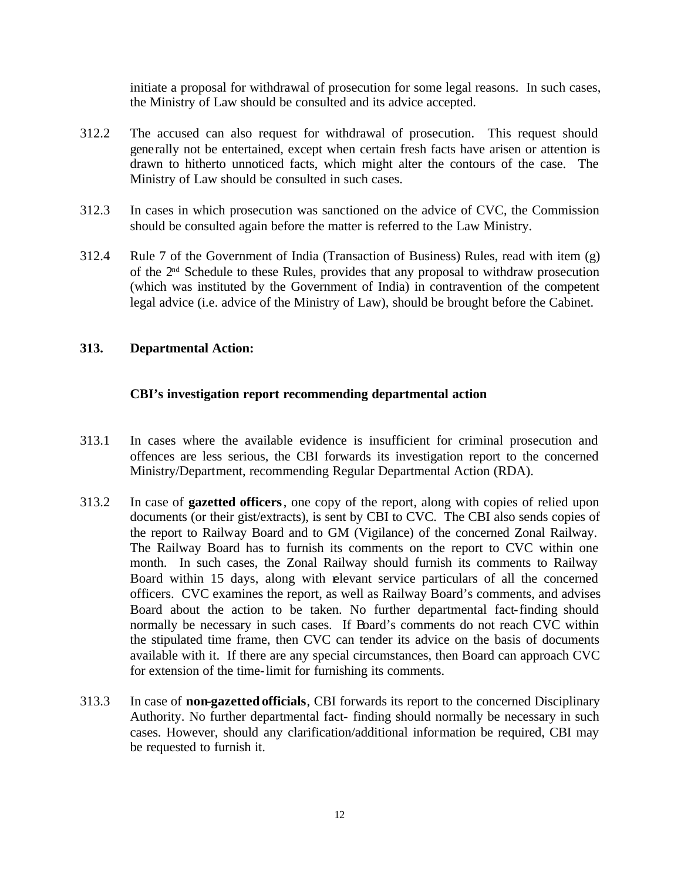initiate a proposal for withdrawal of prosecution for some legal reasons. In such cases, the Ministry of Law should be consulted and its advice accepted.

312.2 The accused can also request for withdrawal of prosecution. This request should generally not be entertained, except when certain fresh facts have arisen or attention is drawn to hitherto unnoticed facts, which might alter the contours of the case. The Ministry of Law should be consulted in such cases.

312.3 In cases in which prosecution was sanctioned on the advice of CVC, the Commission should be consulted again before the matter is referred to the Law Ministry.

312.4 Rule 7 of the Government of India (Transaction of Business) Rules, read with item (g) of the 2nd Schedule to these Rules, provides that any proposal to withdraw prosecution (which was instituted by the Government of India) in contravention of the competent legal advice (i.e. advice of the Ministry of Law), should be brought before the Cabinet.

## 313. Departmental Action:

### CBI's investigation report recommending departmental action

313.1 In cases where the available evidence is insufficient for criminal prosecution and offences are less serious, the CBI forwards its investigation report to the concerned Ministry/Department, recommending Regular Departmental Action (RDA).

313.2 In case of **gazetted officers**, one copy of the report, along with copies of relied upon documents (or their gist/extracts), is sent by CBI to CVC. The CBI also sends copies of the report to Railway Board and to GM (Vigilance) of the concerned Zonal Railway. The Railway Board has to furnish its comments on the report to CVC within one month. In such cases, the Zonal Railway should furnish its comments to Railway Board within 15 days, along with relevant service particulars of all the concerned officers. CVC examines the report, as well as Railway Board's comments, and advises Board about the action to be taken. No further departmental fact-finding should normally be necessary in such cases. If Board's comments do not reach CVC within the stipulated time frame, then CVC can tender its advice on the basis of documents available with it. If there are any special circumstances, then Board can approach CVC for extension of the time-limit for furnishing its comments.

313.3 In case of **non-gazetted officials**, CBI forwards its report to the concerned Disciplinary Authority. No further departmental fact- finding should normally be necessary in such cases. However, should any clarification/additional information be required, CBI may be requested to furnish it.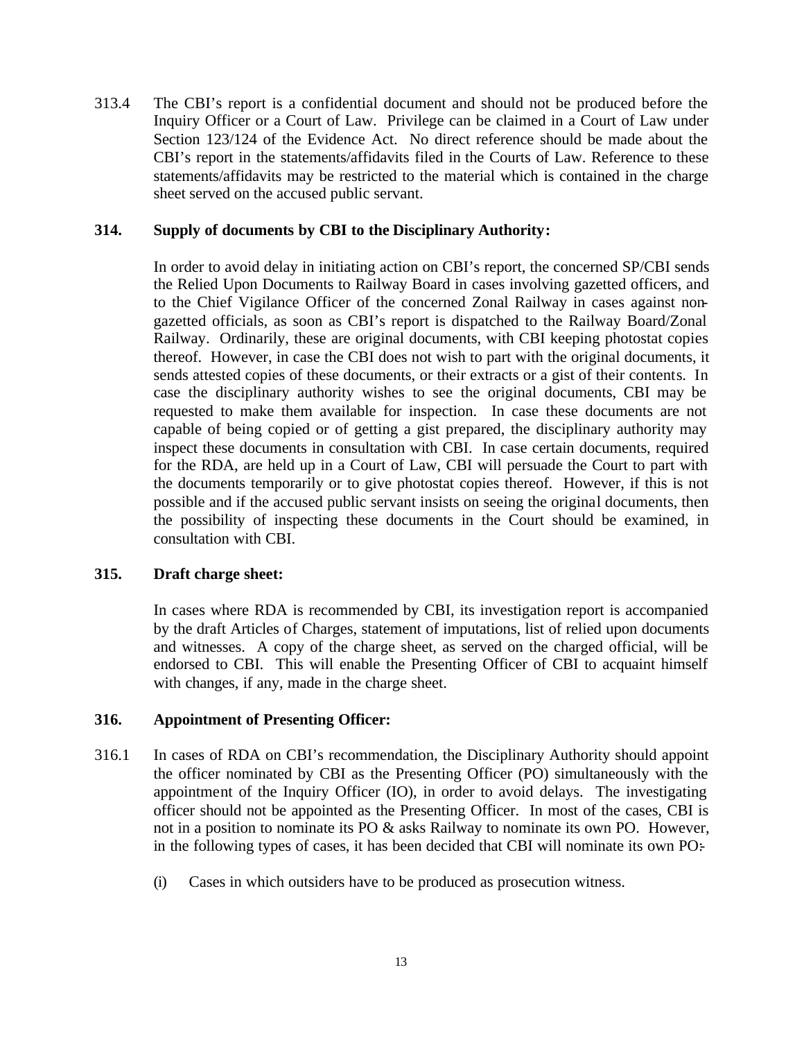313.4 The CBI's report is a confidential document and should not be produced before the Inquiry Officer or a Court of Law. Privilege can be claimed in a Court of Law under Section 123/124 of the Evidence Act. No direct reference should be made about the CBI's report in the statements/affidavits filed in the Courts of Law. Reference to these statements/affidavits may be restricted to the material which is contained in the charge sheet served on the accused public servant.

### 314. Supply of documents by CBI to the Disciplinary Authority:

In order to avoid delay in initiating action on CBI's report, the concerned SP/CBI sends the Relied Upon Documents to Railway Board in cases involving gazetted officers, and to the Chief Vigilance Officer of the concerned Zonal Railway in cases against non-gazetted officials, as soon as CBI's report is dispatched to the Railway Board/Zonal Railway. Ordinarily, these are original documents, with CBI keeping photostat copies thereof. However, in case the CBI does not wish to part with the original documents, it sends attested copies of these documents, or their extracts or a gist of their contents. In case the disciplinary authority wishes to see the original documents, CBI may be requested to make them available for inspection. In case these documents are not capable of being copied or of getting a gist prepared, the disciplinary authority may inspect these documents in consultation with CBI. In case certain documents, required for the RDA, are held up in a Court of Law, CBI will persuade the Court to part with the documents temporarily or to give photostat copies thereof. However, if this is not possible and if the accused public servant insists on seeing the original documents, then the possibility of inspecting these documents in the Court should be examined, in consultation with CBI.

### 315. Draft charge sheet:

In cases where RDA is recommended by CBI, its investigation report is accompanied by the draft Articles of Charges, statement of imputations, list of relied upon documents and witnesses. A copy of the charge sheet, as served on the charged official, will be endorsed to CBI. This will enable the Presenting Officer of CBI to acquaint himself with changes, if any, made in the charge sheet.

### 316. Appointment of Presenting Officer:

316.1 In cases of RDA on CBI's recommendation, the Disciplinary Authority should appoint the officer nominated by CBI as the Presenting Officer (PO) simultaneously with the appointment of the Inquiry Officer (IO), in order to avoid delays. The investigating officer should not be appointed as the Presenting Officer. In most of the cases, CBI is not in a position to nominate its PO & asks Railway to nominate its own PO. However, in the following types of cases, it has been decided that CBI will nominate its own PO:-

(i) Cases in which outsiders have to be produced as prosecution witness.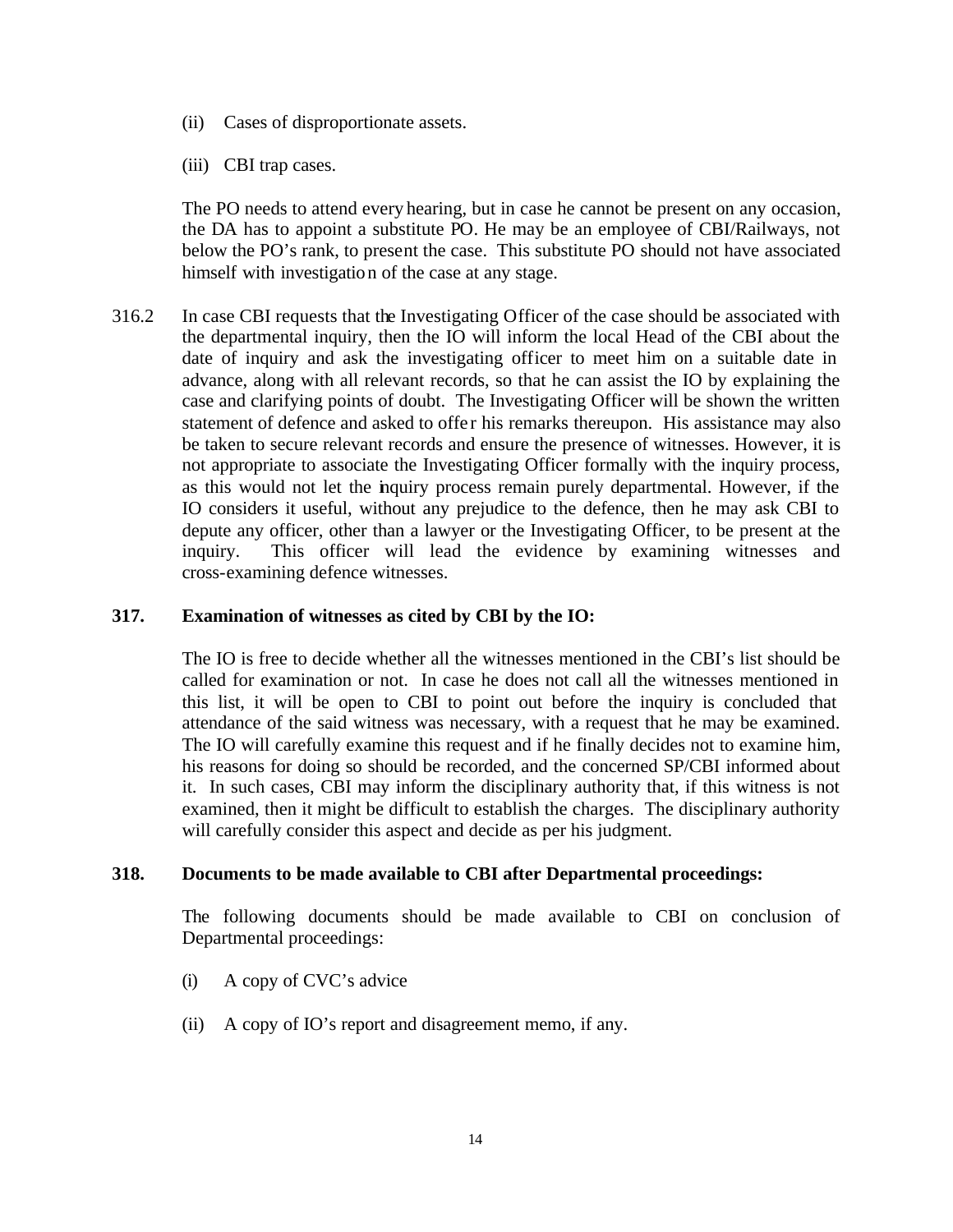(ii) Cases of disproportionate assets.

(iii) CBI trap cases.

The PO needs to attend every hearing, but in case he cannot be present on any occasion, the DA has to appoint a substitute PO. He may be an employee of CBI/Railways, not below the PO's rank, to present the case. This substitute PO should not have associated himself with investigation of the case at any stage.

316.2 In case CBI requests that the Investigating Officer of the case should be associated with the departmental inquiry, then the IO will inform the local Head of the CBI about the date of inquiry and ask the investigating officer to meet him on a suitable date in advance, along with all relevant records, so that he can assist the IO by explaining the case and clarifying points of doubt. The Investigating Officer will be shown the written statement of defence and asked to offer his remarks thereupon. His assistance may also be taken to secure relevant records and ensure the presence of witnesses. However, it is not appropriate to associate the Investigating Officer formally with the inquiry process, as this would not let the inquiry process remain purely departmental. However, if the IO considers it useful, without any prejudice to the defence, then he may ask CBI to depute any officer, other than a lawyer or the Investigating Officer, to be present at the inquiry. This officer will lead the evidence by examining witnesses and cross-examining defence witnesses.

**317. Examination of witnesses as cited by CBI by the IO:**

The IO is free to decide whether all the witnesses mentioned in the CBI's list should be called for examination or not. In case he does not call all the witnesses mentioned in this list, it will be open to CBI to point out before the inquiry is concluded that attendance of the said witness was necessary, with a request that he may be examined. The IO will carefully examine this request and if he finally decides not to examine him, his reasons for doing so should be recorded, and the concerned SP/CBI informed about it. In such cases, CBI may inform the disciplinary authority that, if this witness is not examined, then it might be difficult to establish the charges. The disciplinary authority will carefully consider this aspect and decide as per his judgment.

**318. Documents to be made available to CBI after Departmental proceedings:**

The following documents should be made available to CBI on conclusion of Departmental proceedings:

(i) A copy of CVC's advice

(ii) A copy of IO's report and disagreement memo, if any.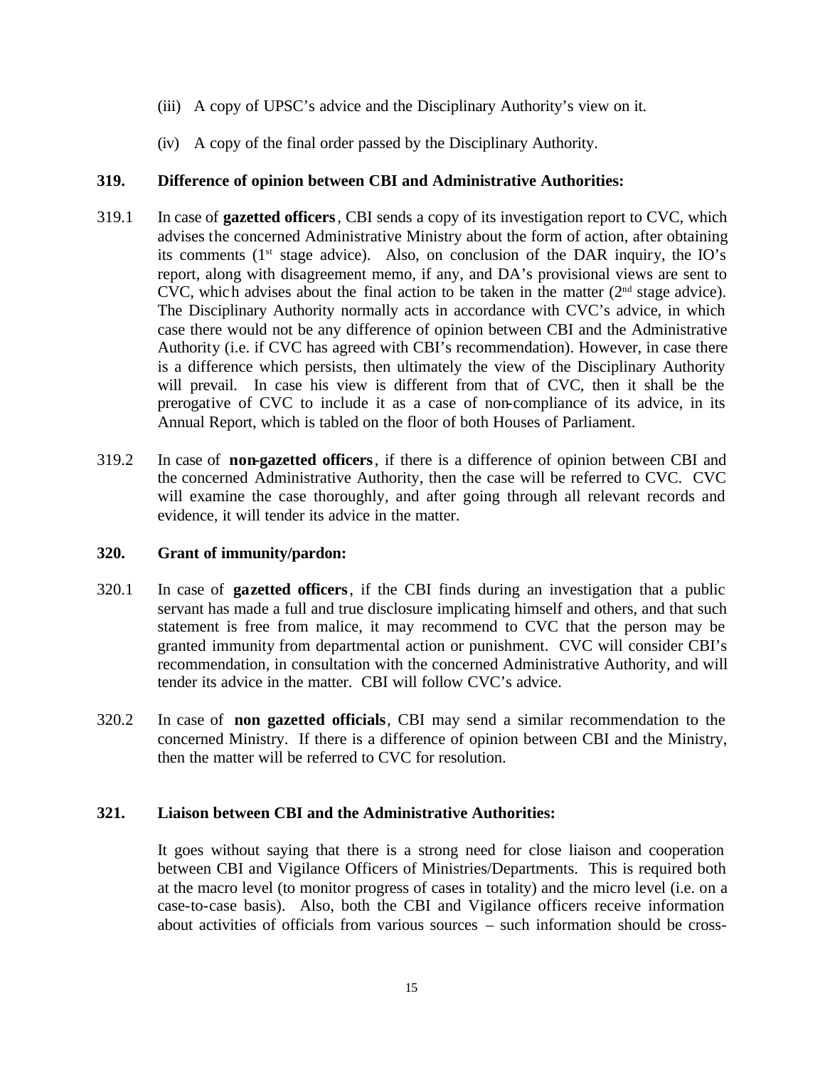(iii) A copy of UPSC's advice and the Disciplinary Authority's view on it.

(iv) A copy of the final order passed by the Disciplinary Authority.

### 319. Difference of opinion between CBI and Administrative Authorities:

319.1 In case of **gazetted officers**, CBI sends a copy of its investigation report to CVC, which advises the concerned Administrative Ministry about the form of action, after obtaining its comments (1st stage advice). Also, on conclusion of the DAR inquiry, the IO's report, along with disagreement memo, if any, and DA's provisional views are sent to CVC, which advises about the final action to be taken in the matter (2nd stage advice). The Disciplinary Authority normally acts in accordance with CVC's advice, in which case there would not be any difference of opinion between CBI and the Administrative Authority (i.e. if CVC has agreed with CBI's recommendation). However, in case there is a difference which persists, then ultimately the view of the Disciplinary Authority will prevail. In case his view is different from that of CVC, then it shall be the prerogative of CVC to include it as a case of non-compliance of its advice, in its Annual Report, which is tabled on the floor of both Houses of Parliament.

319.2 In case of **non-gazetted officers**, if there is a difference of opinion between CBI and the concerned Administrative Authority, then the case will be referred to CVC. CVC will examine the case thoroughly, and after going through all relevant records and evidence, it will tender its advice in the matter.

### 320. Grant of immunity/pardon:

320.1 In case of **gazetted officers**, if the CBI finds during an investigation that a public servant has made a full and true disclosure implicating himself and others, and that such statement is free from malice, it may recommend to CVC that the person may be granted immunity from departmental action or punishment. CVC will consider CBI's recommendation, in consultation with the concerned Administrative Authority, and will tender its advice in the matter. CBI will follow CVC's advice.

320.2 In case of **non gazetted officials**, CBI may send a similar recommendation to the concerned Ministry. If there is a difference of opinion between CBI and the Ministry, then the matter will be referred to CVC for resolution.

### 321. Liaison between CBI and the Administrative Authorities:

It goes without saying that there is a strong need for close liaison and cooperation between CBI and Vigilance Officers of Ministries/Departments. This is required both at the macro level (to monitor progress of cases in totality) and the micro level (i.e. on a case-to-case basis). Also, both the CBI and Vigilance officers receive information about activities of officials from various sources – such information should be cross-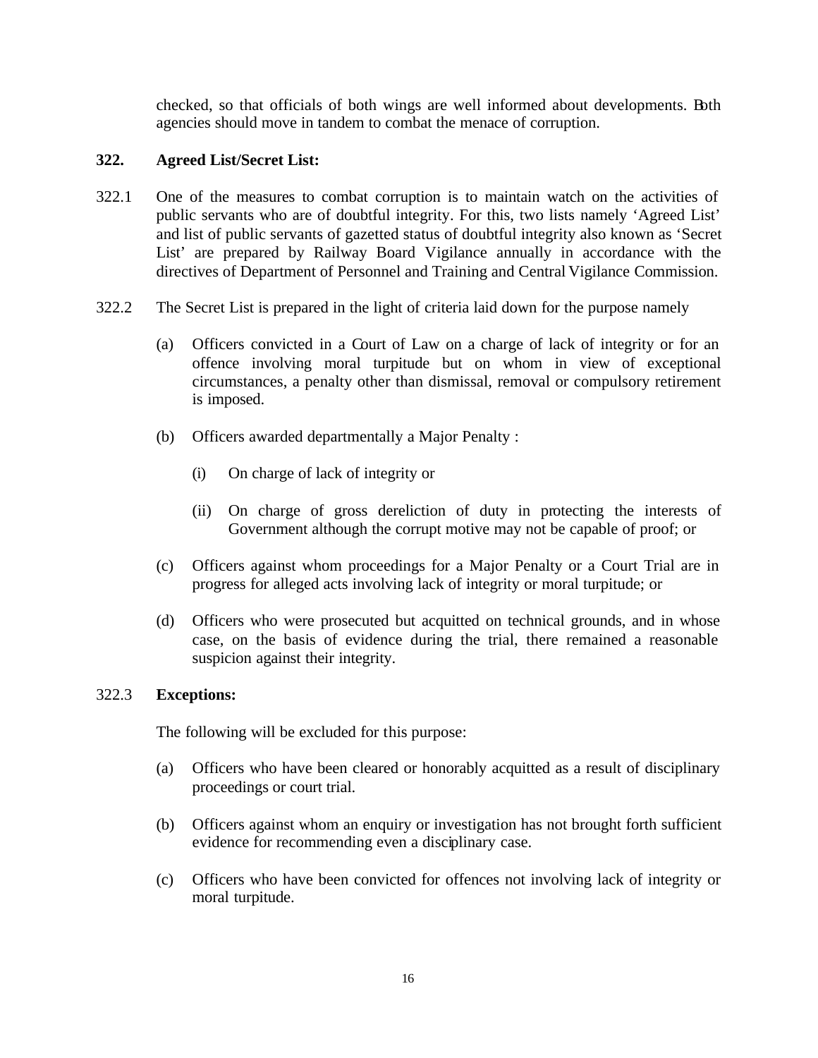checked, so that officials of both wings are well informed about developments. Both agencies should move in tandem to combat the menace of corruption.

**322. Agreed List/Secret List:**

322.1 One of the measures to combat corruption is to maintain watch on the activities of public servants who are of doubtful integrity. For this, two lists namely 'Agreed List' and list of public servants of gazetted status of doubtful integrity also known as 'Secret List' are prepared by Railway Board Vigilance annually in accordance with the directives of Department of Personnel and Training and Central Vigilance Commission.

322.2 The Secret List is prepared in the light of criteria laid down for the purpose namely

(a) Officers convicted in a Court of Law on a charge of lack of integrity or for an offence involving moral turpitude but on whom in view of exceptional circumstances, a penalty other than dismissal, removal or compulsory retirement is imposed.

(b) Officers awarded departmentally a Major Penalty :

(i) On charge of lack of integrity or

(ii) On charge of gross dereliction of duty in protecting the interests of Government although the corrupt motive may not be capable of proof; or

(c) Officers against whom proceedings for a Major Penalty or a Court Trial are in progress for alleged acts involving lack of integrity or moral turpitude; or

(d) Officers who were prosecuted but acquitted on technical grounds, and in whose case, on the basis of evidence during the trial, there remained a reasonable suspicion against their integrity.

322.3 **Exceptions:**

The following will be excluded for this purpose:

(a) Officers who have been cleared or honorably acquitted as a result of disciplinary proceedings or court trial.

(b) Officers against whom an enquiry or investigation has not brought forth sufficient evidence for recommending even a disciplinary case.

(c) Officers who have been convicted for offences not involving lack of integrity or moral turpitude.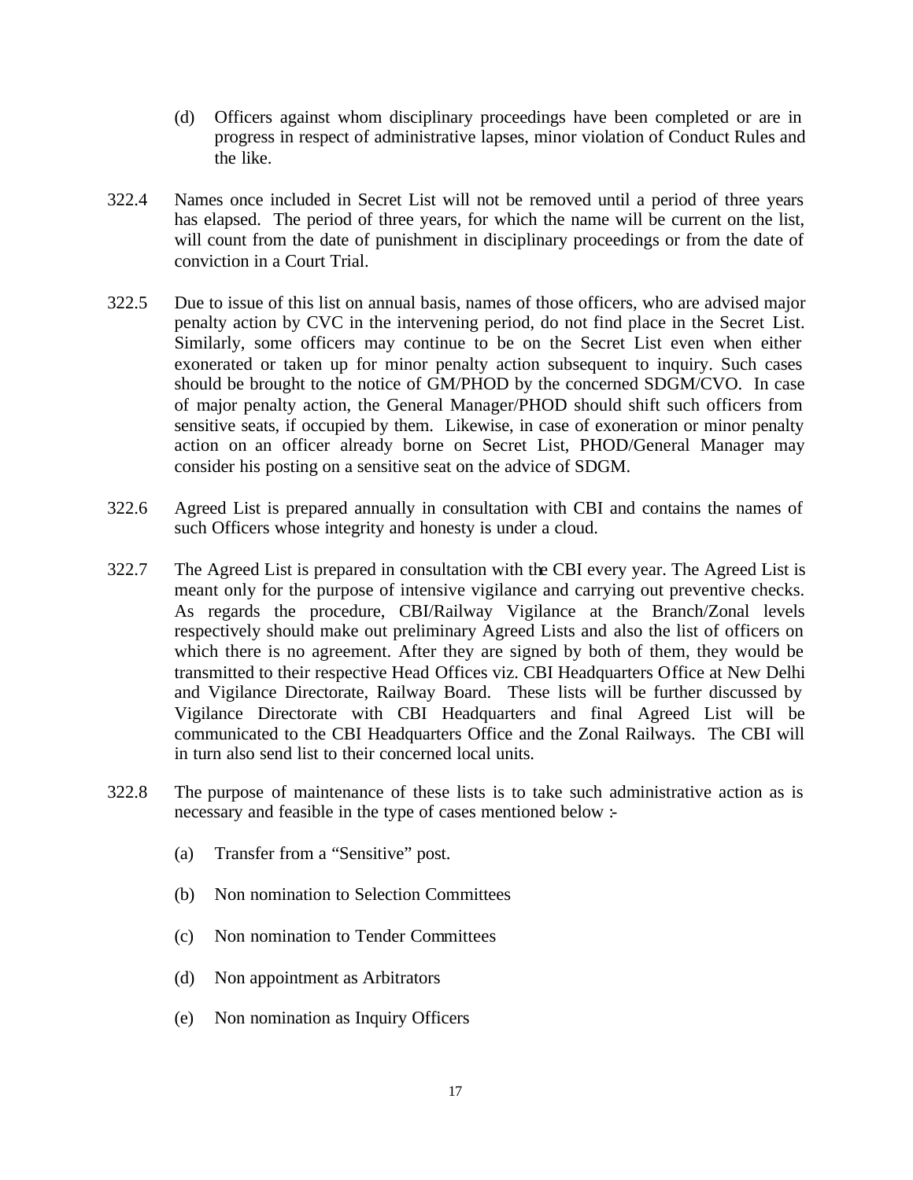(d) Officers against whom disciplinary proceedings have been completed or are in progress in respect of administrative lapses, minor violation of Conduct Rules and the like.

322.4 Names once included in Secret List will not be removed until a period of three years has elapsed. The period of three years, for which the name will be current on the list, will count from the date of punishment in disciplinary proceedings or from the date of conviction in a Court Trial.

322.5 Due to issue of this list on annual basis, names of those officers, who are advised major penalty action by CVC in the intervening period, do not find place in the Secret List. Similarly, some officers may continue to be on the Secret List even when either exonerated or taken up for minor penalty action subsequent to inquiry. Such cases should be brought to the notice of GM/PHOD by the concerned SDGM/CVO. In case of major penalty action, the General Manager/PHOD should shift such officers from sensitive seats, if occupied by them. Likewise, in case of exoneration or minor penalty action on an officer already borne on Secret List, PHOD/General Manager may consider his posting on a sensitive seat on the advice of SDGM.

322.6 Agreed List is prepared annually in consultation with CBI and contains the names of such Officers whose integrity and honesty is under a cloud.

322.7 The Agreed List is prepared in consultation with the CBI every year. The Agreed List is meant only for the purpose of intensive vigilance and carrying out preventive checks. As regards the procedure, CBI/Railway Vigilance at the Branch/Zonal levels respectively should make out preliminary Agreed Lists and also the list of officers on which there is no agreement. After they are signed by both of them, they would be transmitted to their respective Head Offices viz. CBI Headquarters Office at New Delhi and Vigilance Directorate, Railway Board. These lists will be further discussed by Vigilance Directorate with CBI Headquarters and final Agreed List will be communicated to the CBI Headquarters Office and the Zonal Railways. The CBI will in turn also send list to their concerned local units.

322.8 The purpose of maintenance of these lists is to take such administrative action as is necessary and feasible in the type of cases mentioned below :-

(a) Transfer from a "Sensitive" post.

(b) Non nomination to Selection Committees

(c) Non nomination to Tender Committees

(d) Non appointment as Arbitrators

(e) Non nomination as Inquiry Officers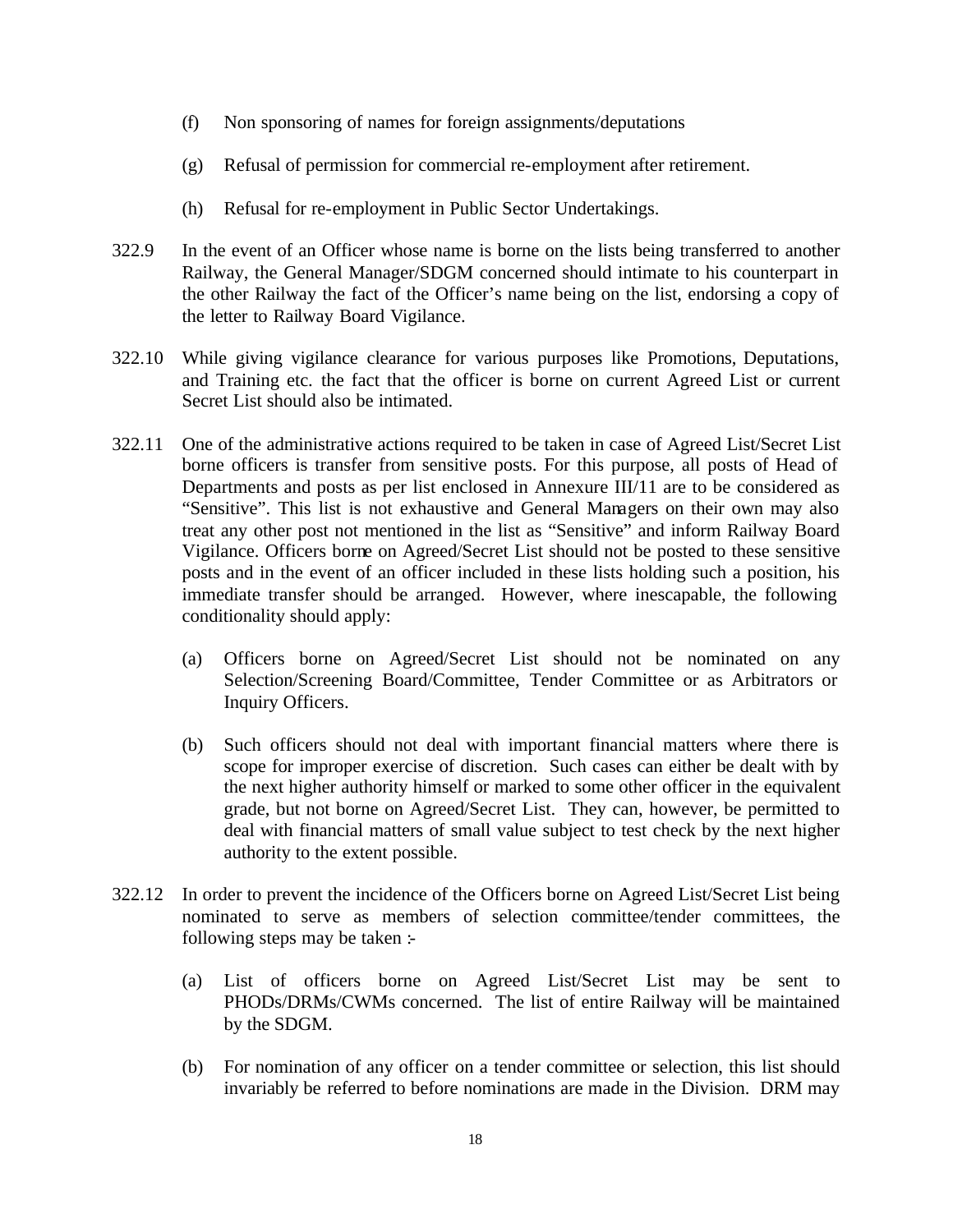(f) Non sponsoring of names for foreign assignments/deputations

(g) Refusal of permission for commercial re-employment after retirement.

(h) Refusal for re-employment in Public Sector Undertakings.

322.9 In the event of an Officer whose name is borne on the lists being transferred to another Railway, the General Manager/SDGM concerned should intimate to his counterpart in the other Railway the fact of the Officer's name being on the list, endorsing a copy of the letter to Railway Board Vigilance.

322.10 While giving vigilance clearance for various purposes like Promotions, Deputations, and Training etc. the fact that the officer is borne on current Agreed List or current Secret List should also be intimated.

322.11 One of the administrative actions required to be taken in case of Agreed List/Secret List borne officers is transfer from sensitive posts. For this purpose, all posts of Head of Departments and posts as per list enclosed in Annexure III/11 are to be considered as "Sensitive". This list is not exhaustive and General Managers on their own may also treat any other post not mentioned in the list as "Sensitive" and inform Railway Board Vigilance. Officers borne on Agreed/Secret List should not be posted to these sensitive posts and in the event of an officer included in these lists holding such a position, his immediate transfer should be arranged. However, where inescapable, the following conditionality should apply:

(a) Officers borne on Agreed/Secret List should not be nominated on any Selection/Screening Board/Committee, Tender Committee or as Arbitrators or Inquiry Officers.

(b) Such officers should not deal with important financial matters where there is scope for improper exercise of discretion. Such cases can either be dealt with by the next higher authority himself or marked to some other officer in the equivalent grade, but not borne on Agreed/Secret List. They can, however, be permitted to deal with financial matters of small value subject to test check by the next higher authority to the extent possible.

322.12 In order to prevent the incidence of the Officers borne on Agreed List/Secret List being nominated to serve as members of selection committee/tender committees, the following steps may be taken :-

(a) List of officers borne on Agreed List/Secret List may be sent to PHODs/DRMs/CWMs concerned. The list of entire Railway will be maintained by the SDGM.

(b) For nomination of any officer on a tender committee or selection, this list should invariably be referred to before nominations are made in the Division. DRM may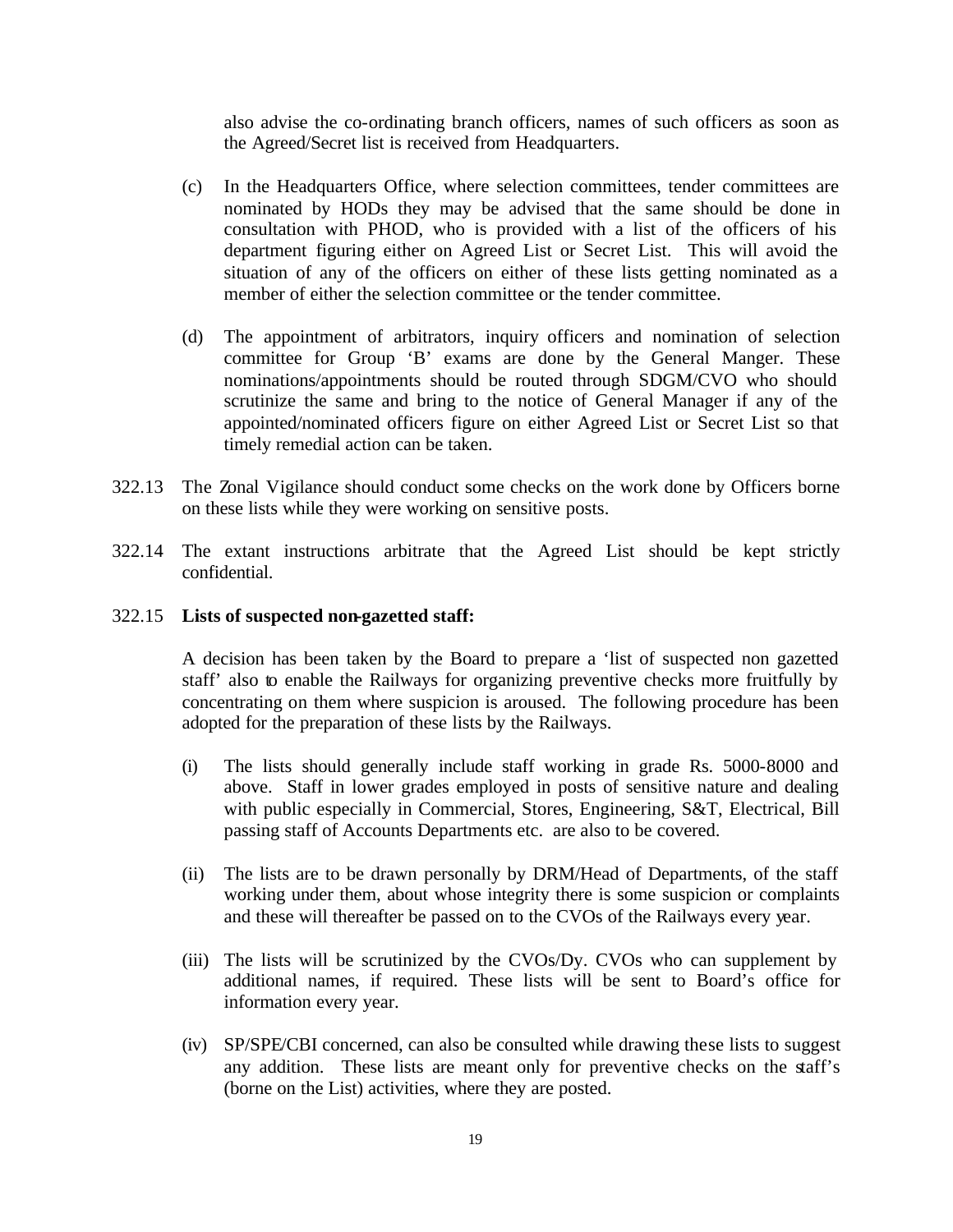also advise the co-ordinating branch officers, names of such officers as soon as the Agreed/Secret list is received from Headquarters.

(c) In the Headquarters Office, where selection committees, tender committees are nominated by HODs they may be advised that the same should be done in consultation with PHOD, who is provided with a list of the officers of his department figuring either on Agreed List or Secret List. This will avoid the situation of any of the officers on either of these lists getting nominated as a member of either the selection committee or the tender committee.

(d) The appointment of arbitrators, inquiry officers and nomination of selection committee for Group 'B' exams are done by the General Manger. These nominations/appointments should be routed through SDGM/CVO who should scrutinize the same and bring to the notice of General Manager if any of the appointed/nominated officers figure on either Agreed List or Secret List so that timely remedial action can be taken.

322.13 The Zonal Vigilance should conduct some checks on the work done by Officers borne on these lists while they were working on sensitive posts.

322.14 The extant instructions arbitrate that the Agreed List should be kept strictly confidential.

322.15 **Lists of suspected non-gazetted staff:**

A decision has been taken by the Board to prepare a 'list of suspected non gazetted staff' also to enable the Railways for organizing preventive checks more fruitfully by concentrating on them where suspicion is aroused. The following procedure has been adopted for the preparation of these lists by the Railways.

(i) The lists should generally include staff working in grade Rs. 5000-8000 and above. Staff in lower grades employed in posts of sensitive nature and dealing with public especially in Commercial, Stores, Engineering, S&T, Electrical, Bill passing staff of Accounts Departments etc. are also to be covered.

(ii) The lists are to be drawn personally by DRM/Head of Departments, of the staff working under them, about whose integrity there is some suspicion or complaints and these will thereafter be passed on to the CVOs of the Railways every year.

(iii) The lists will be scrutinized by the CVOs/Dy. CVOs who can supplement by additional names, if required. These lists will be sent to Board's office for information every year.

(iv) SP/SPE/CBI concerned, can also be consulted while drawing these lists to suggest any addition. These lists are meant only for preventive checks on the staff's (borne on the List) activities, where they are posted.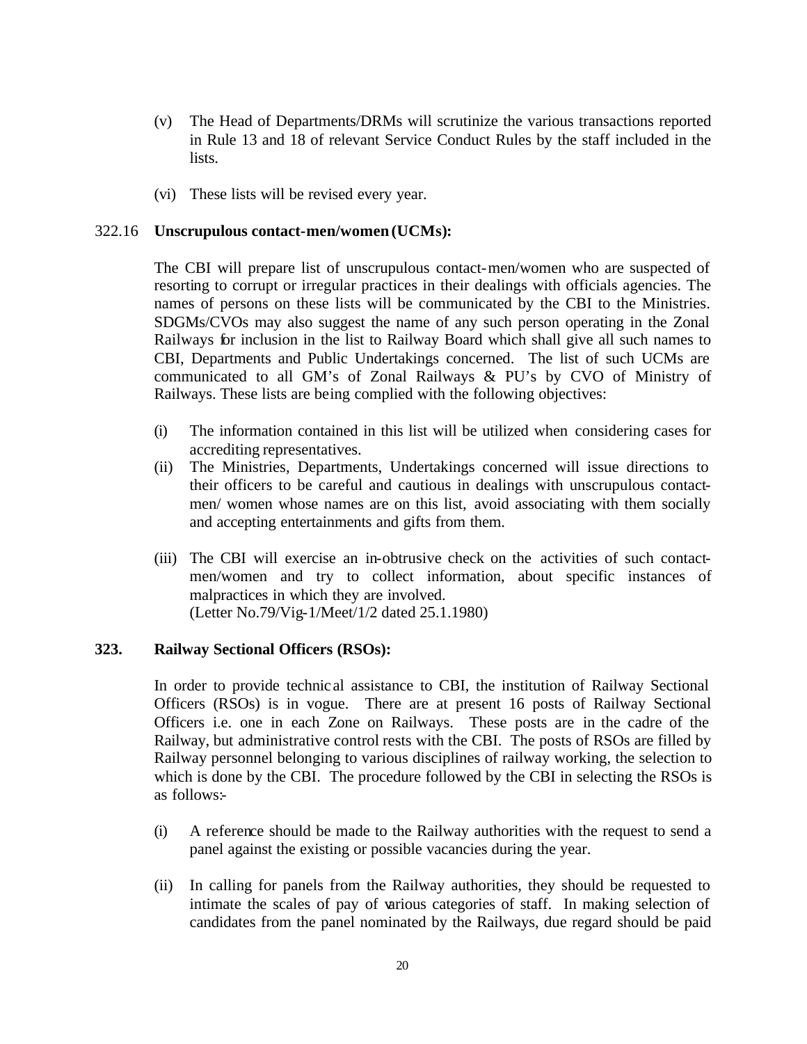(v) The Head of Departments/DRMs will scrutinize the various transactions reported in Rule 13 and 18 of relevant Service Conduct Rules by the staff included in the lists.

(vi) These lists will be revised every year.

322.16 **Unscrupulous contact-men/women (UCMs):**

The CBI will prepare list of unscrupulous contact-men/women who are suspected of resorting to corrupt or irregular practices in their dealings with officials agencies. The names of persons on these lists will be communicated by the CBI to the Ministries. SDGMs/CVOs may also suggest the name of any such person operating in the Zonal Railways for inclusion in the list to Railway Board which shall give all such names to CBI, Departments and Public Undertakings concerned. The list of such UCMs are communicated to all GM's of Zonal Railways & PU's by CVO of Ministry of Railways. These lists are being complied with the following objectives:

(i) The information contained in this list will be utilized when considering cases for accrediting representatives.

(ii) The Ministries, Departments, Undertakings concerned will issue directions to their officers to be careful and cautious in dealings with unscrupulous contact-men/ women whose names are on this list, avoid associating with them socially and accepting entertainments and gifts from them.

(iii) The CBI will exercise an in-obtrusive check on the activities of such contact-men/women and try to collect information, about specific instances of malpractices in which they are involved.
(Letter No.79/Vig-1/Meet/1/2 dated 25.1.1980)

**323. Railway Sectional Officers (RSOs):**

In order to provide technical assistance to CBI, the institution of Railway Sectional Officers (RSOs) is in vogue. There are at present 16 posts of Railway Sectional Officers i.e. one in each Zone on Railways. These posts are in the cadre of the Railway, but administrative control rests with the CBI. The posts of RSOs are filled by Railway personnel belonging to various disciplines of railway working, the selection to which is done by the CBI. The procedure followed by the CBI in selecting the RSOs is as follows:-

(i) A reference should be made to the Railway authorities with the request to send a panel against the existing or possible vacancies during the year.

(ii) In calling for panels from the Railway authorities, they should be requested to intimate the scales of pay of various categories of staff. In making selection of candidates from the panel nominated by the Railways, due regard should be paid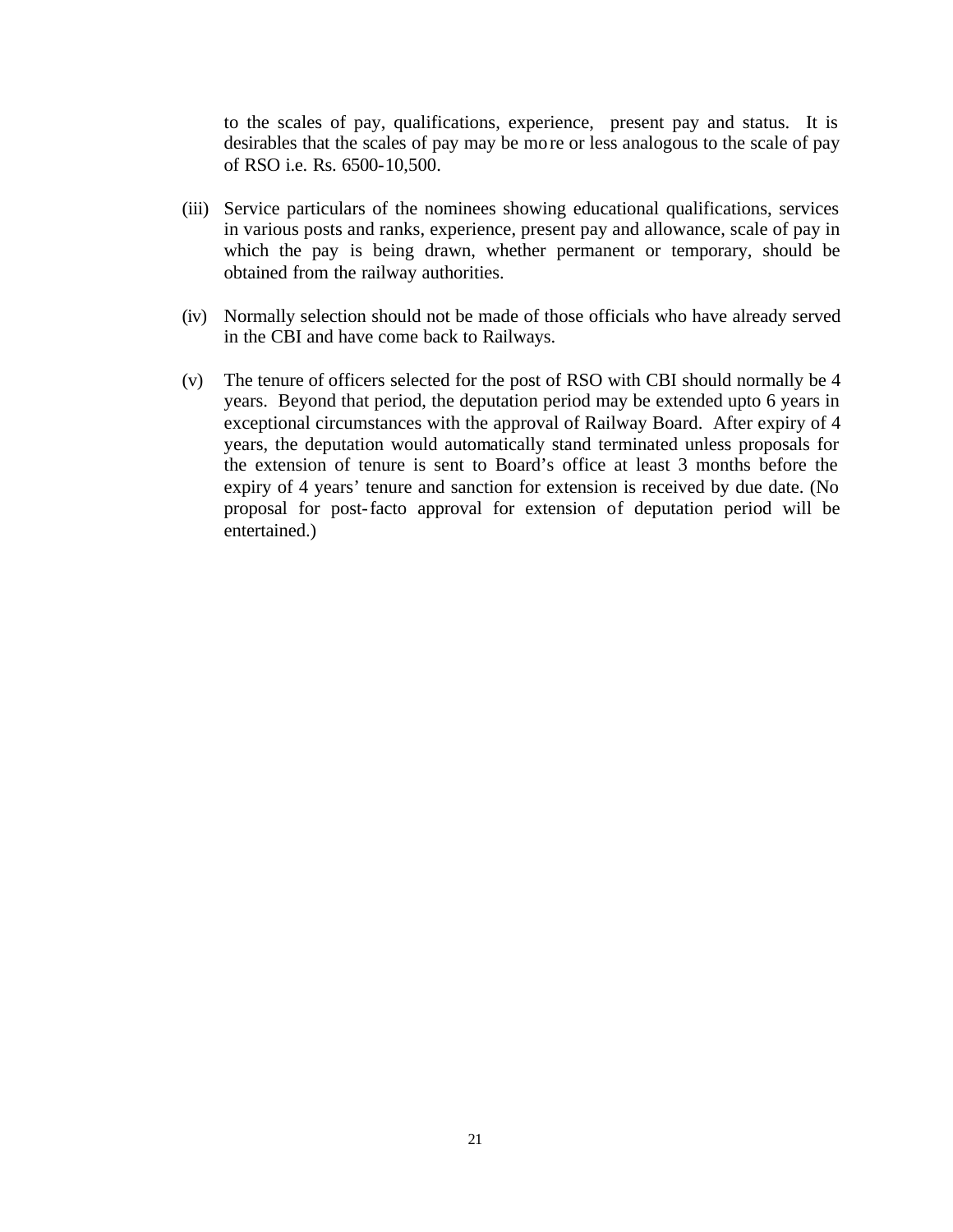to the scales of pay, qualifications, experience, present pay and status. It is desirables that the scales of pay may be more or less analogous to the scale of pay of RSO i.e. Rs. 6500-10,500.

(iii) Service particulars of the nominees showing educational qualifications, services in various posts and ranks, experience, present pay and allowance, scale of pay in which the pay is being drawn, whether permanent or temporary, should be obtained from the railway authorities.

(iv) Normally selection should not be made of those officials who have already served in the CBI and have come back to Railways.

(v) The tenure of officers selected for the post of RSO with CBI should normally be 4 years. Beyond that period, the deputation period may be extended upto 6 years in exceptional circumstances with the approval of Railway Board. After expiry of 4 years, the deputation would automatically stand terminated unless proposals for the extension of tenure is sent to Board's office at least 3 months before the expiry of 4 years' tenure and sanction for extension is received by due date. (No proposal for post-facto approval for extension of deputation period will be entertained.)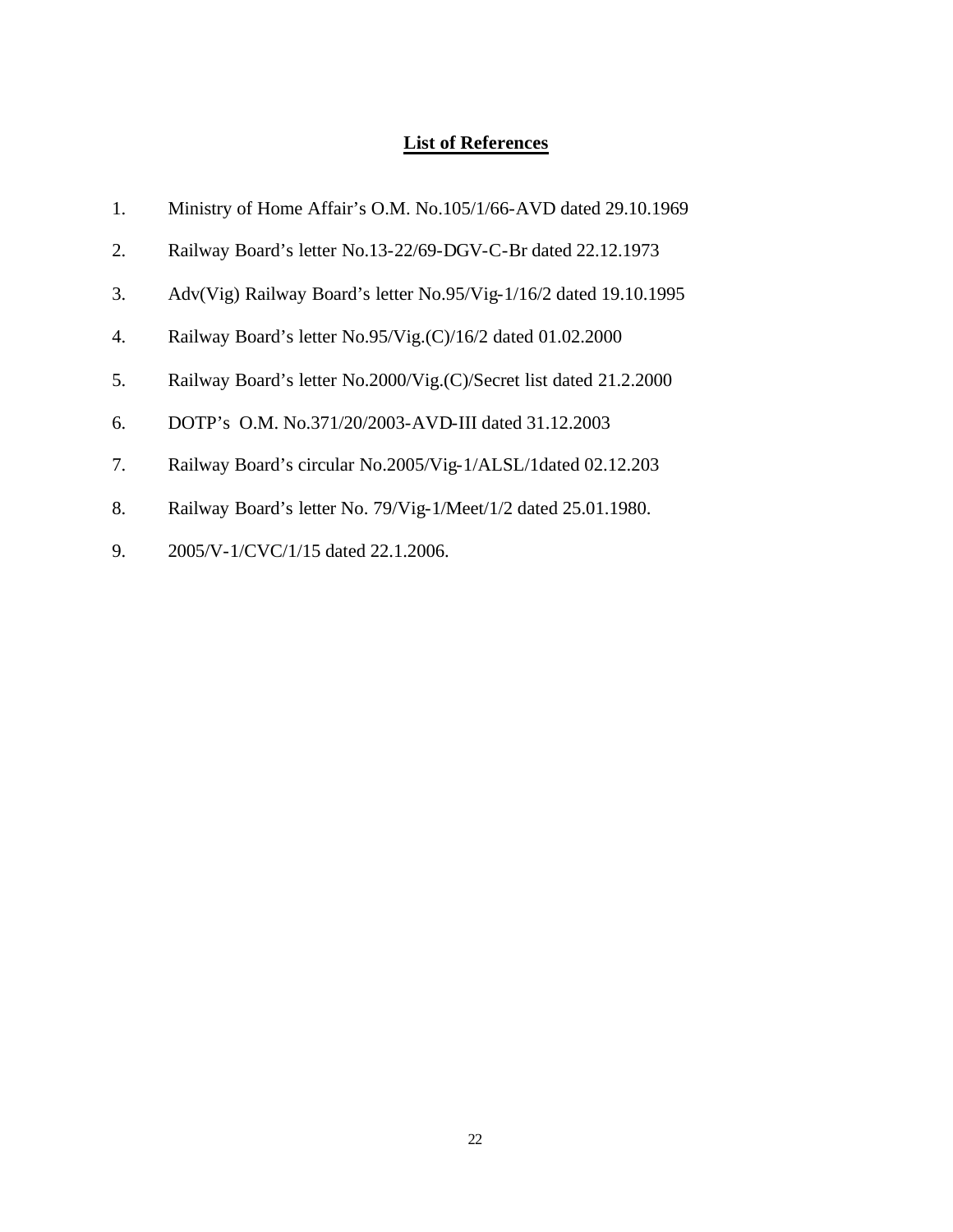## List of References

1. Ministry of Home Affair's O.M. No.105/1/66-AVD dated 29.10.1969
2. Railway Board's letter No.13-22/69-DGV-C-Br dated 22.12.1973
3. Adv(Vig) Railway Board's letter No.95/Vig-1/16/2 dated 19.10.1995
4. Railway Board's letter No.95/Vig.(C)/16/2 dated 01.02.2000
5. Railway Board's letter No.2000/Vig.(C)/Secret list dated 21.2.2000
6. DOTP's O.M. No.371/20/2003-AVD-III dated 31.12.2003
7. Railway Board's circular No.2005/Vig-1/ALSL/1dated 02.12.203
8. Railway Board's letter No. 79/Vig-1/Meet/1/2 dated 25.01.1980.
9. 2005/V-1/CVC/1/15 dated 22.1.2006.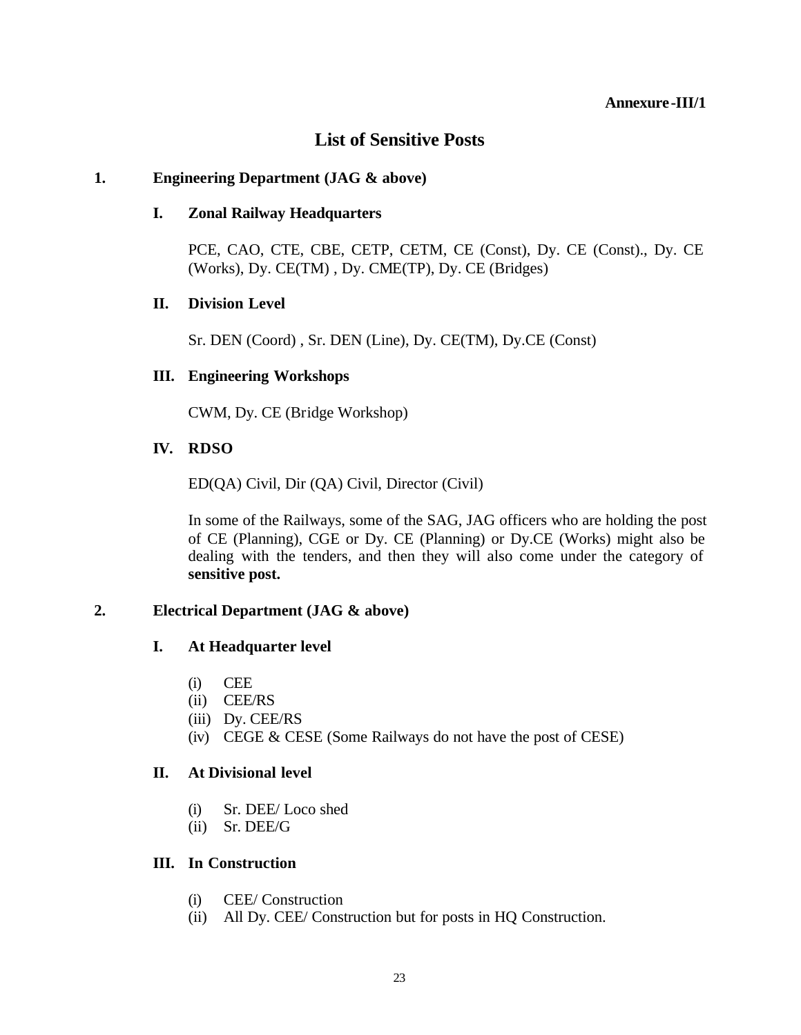**Annexure-III/1**

# List of Sensitive Posts

## 1. Engineering Department (JAG & above)

### I. Zonal Railway Headquarters

PCE, CAO, CTE, CBE, CETP, CETM, CE (Const), Dy. CE (Const)., Dy. CE (Works), Dy. CE(TM) , Dy. CME(TP), Dy. CE (Bridges)

### II. Division Level

Sr. DEN (Coord) , Sr. DEN (Line), Dy. CE(TM), Dy.CE (Const)

### III. Engineering Workshops

CWM, Dy. CE (Bridge Workshop)

### IV. RDSO

ED(QA) Civil, Dir (QA) Civil, Director (Civil)

In some of the Railways, some of the SAG, JAG officers who are holding the post of CE (Planning), CGE or Dy. CE (Planning) or Dy.CE (Works) might also be dealing with the tenders, and then they will also come under the category of **sensitive post.**

## 2. Electrical Department (JAG & above)

### I. At Headquarter level

- (i) CEE
- (ii) CEE/RS
- (iii) Dy. CEE/RS
- (iv) CEGE & CESE (Some Railways do not have the post of CESE)

### II. At Divisional level

- (i) Sr. DEE/ Loco shed
- (ii) Sr. DEE/G

### III. In Construction

- (i) CEE/ Construction
- (ii) All Dy. CEE/ Construction but for posts in HQ Construction.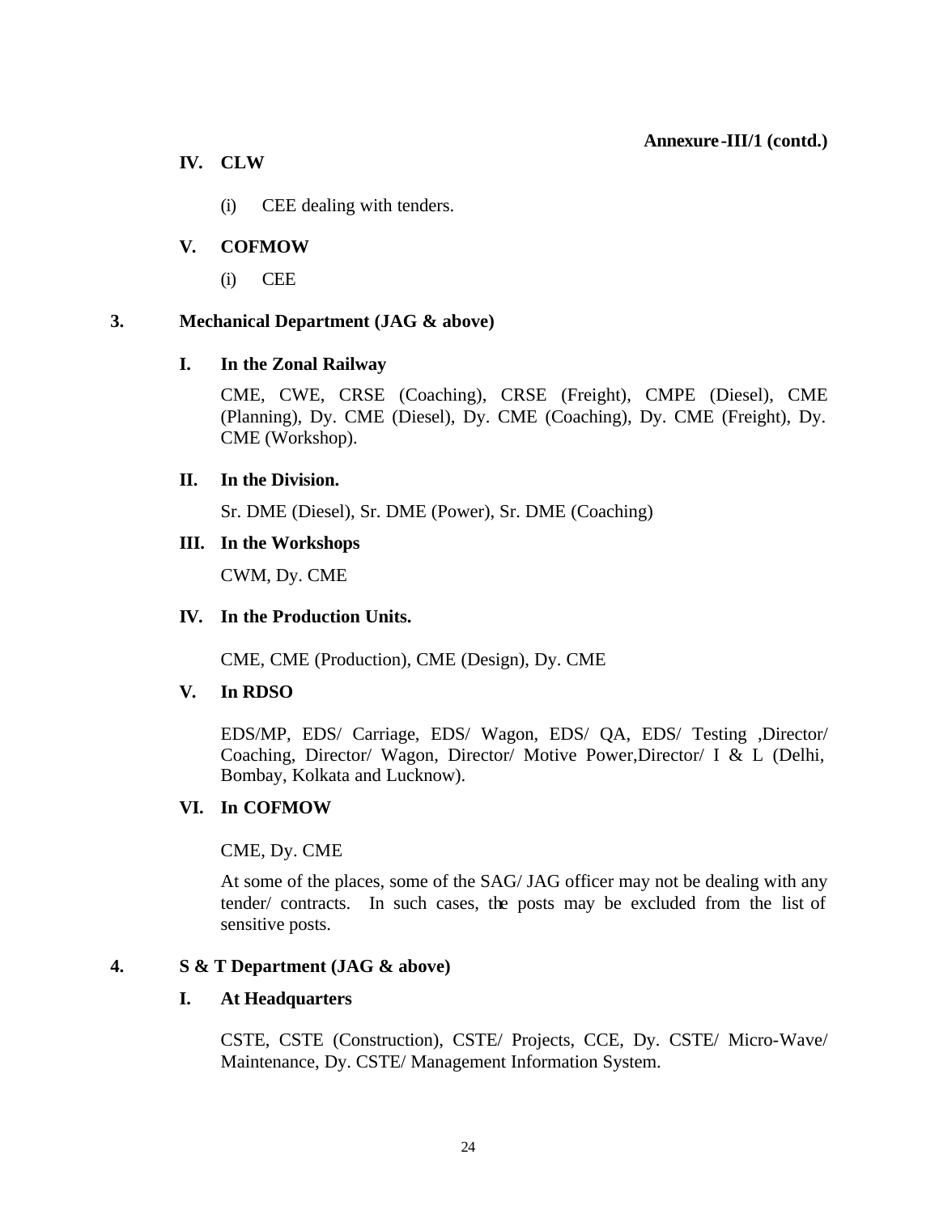**Annexure-III/1 (contd.)**

**IV. CLW**

(i) CEE dealing with tenders.

**V. COFMOW**

(i) CEE

## 3. Mechanical Department (JAG & above)

**I. In the Zonal Railway**

CME, CWE, CRSE (Coaching), CRSE (Freight), CMPE (Diesel), CME (Planning), Dy. CME (Diesel), Dy. CME (Coaching), Dy. CME (Freight), Dy. CME (Workshop).

**II. In the Division.**

Sr. DME (Diesel), Sr. DME (Power), Sr. DME (Coaching)

**III. In the Workshops**

CWM, Dy. CME

**IV. In the Production Units.**

CME, CME (Production), CME (Design), Dy. CME

**V. In RDSO**

EDS/MP, EDS/ Carriage, EDS/ Wagon, EDS/ QA, EDS/ Testing ,Director/ Coaching, Director/ Wagon, Director/ Motive Power,Director/ I & L (Delhi, Bombay, Kolkata and Lucknow).

**VI. In COFMOW**

CME, Dy. CME

At some of the places, some of the SAG/ JAG officer may not be dealing with any tender/ contracts. In such cases, the posts may be excluded from the list of sensitive posts.

## 4. S & T Department (JAG & above)

**I. At Headquarters**

CSTE, CSTE (Construction), CSTE/ Projects, CCE, Dy. CSTE/ Micro-Wave/ Maintenance, Dy. CSTE/ Management Information System.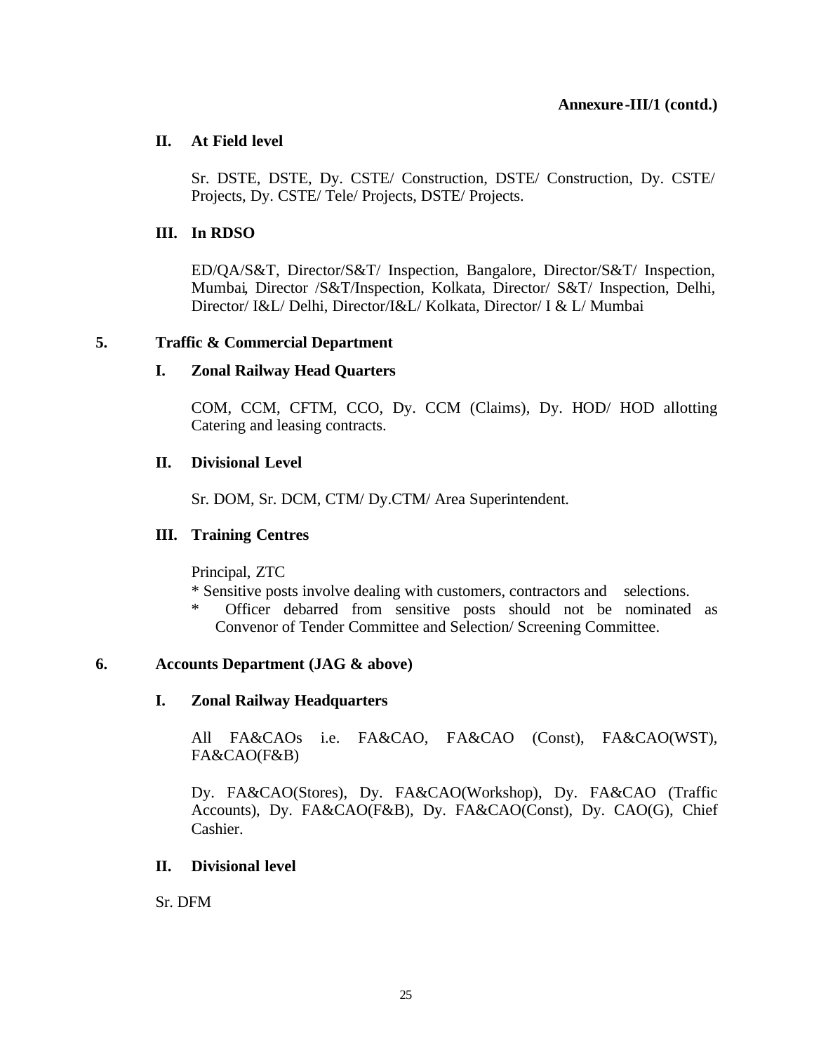**Annexure-III/1 (contd.)**

**II. At Field level**

Sr. DSTE, DSTE, Dy. CSTE/ Construction, DSTE/ Construction, Dy. CSTE/ Projects, Dy. CSTE/ Tele/ Projects, DSTE/ Projects.

**III. In RDSO**

ED/QA/S&T, Director/S&T/ Inspection, Bangalore, Director/S&T/ Inspection, Mumbai, Director /S&T/Inspection, Kolkata, Director/ S&T/ Inspection, Delhi, Director/ I&L/ Delhi, Director/I&L/ Kolkata, Director/ I & L/ Mumbai

**5. Traffic & Commercial Department**

**I. Zonal Railway Head Quarters**

COM, CCM, CFTM, CCO, Dy. CCM (Claims), Dy. HOD/ HOD allotting Catering and leasing contracts.

**II. Divisional Level**

Sr. DOM, Sr. DCM, CTM/ Dy.CTM/ Area Superintendent.

**III. Training Centres**

Principal, ZTC

* Sensitive posts involve dealing with customers, contractors and selections.
* Officer debarred from sensitive posts should not be nominated as Convenor of Tender Committee and Selection/ Screening Committee.

**6. Accounts Department (JAG & above)**

**I. Zonal Railway Headquarters**

All FA&CAOs i.e. FA&CAO, FA&CAO (Const), FA&CAO(WST), FA&CAO(F&B)

Dy. FA&CAO(Stores), Dy. FA&CAO(Workshop), Dy. FA&CAO (Traffic Accounts), Dy. FA&CAO(F&B), Dy. FA&CAO(Const), Dy. CAO(G), Chief Cashier.

**II. Divisional level**

Sr. DFM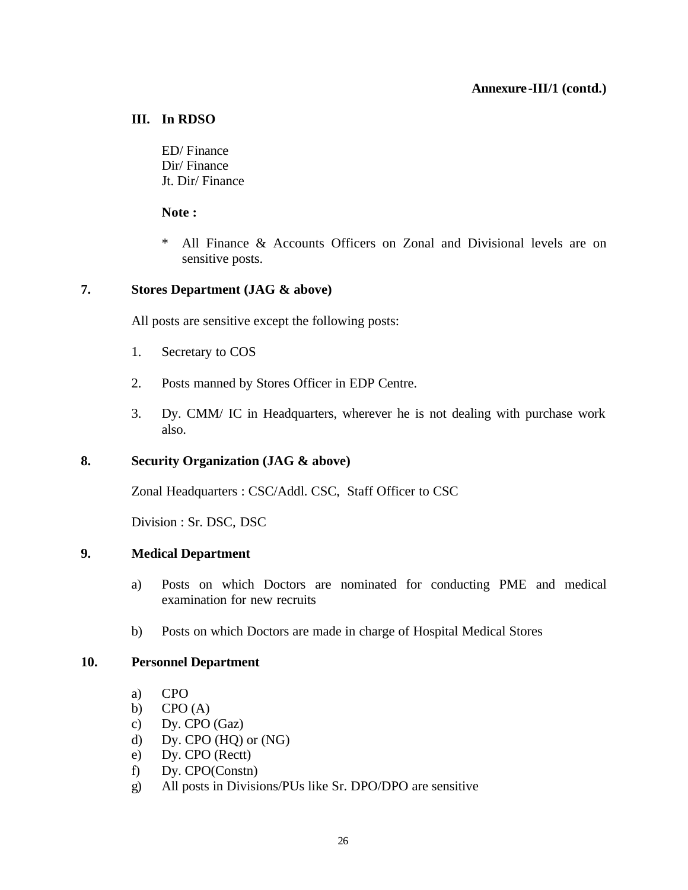**Annexure-III/1 (contd.)**

### III. In RDSO

ED/ Finance
Dir/ Finance
Jt. Dir/ Finance

**Note :**

* All Finance & Accounts Officers on Zonal and Divisional levels are on sensitive posts.

### 7. Stores Department (JAG & above)

All posts are sensitive except the following posts:

1. Secretary to COS
2. Posts manned by Stores Officer in EDP Centre.
3. Dy. CMM/ IC in Headquarters, wherever he is not dealing with purchase work also.

### 8. Security Organization (JAG & above)

Zonal Headquarters : CSC/Addl. CSC, Staff Officer to CSC

Division : Sr. DSC, DSC

### 9. Medical Department

a) Posts on which Doctors are nominated for conducting PME and medical examination for new recruits

b) Posts on which Doctors are made in charge of Hospital Medical Stores

### 10. Personnel Department

a) CPO
b) CPO (A)
c) Dy. CPO (Gaz)
d) Dy. CPO (HQ) or (NG)
e) Dy. CPO (Rectt)
f) Dy. CPO(Constn)
g) All posts in Divisions/PUs like Sr. DPO/DPO are sensitive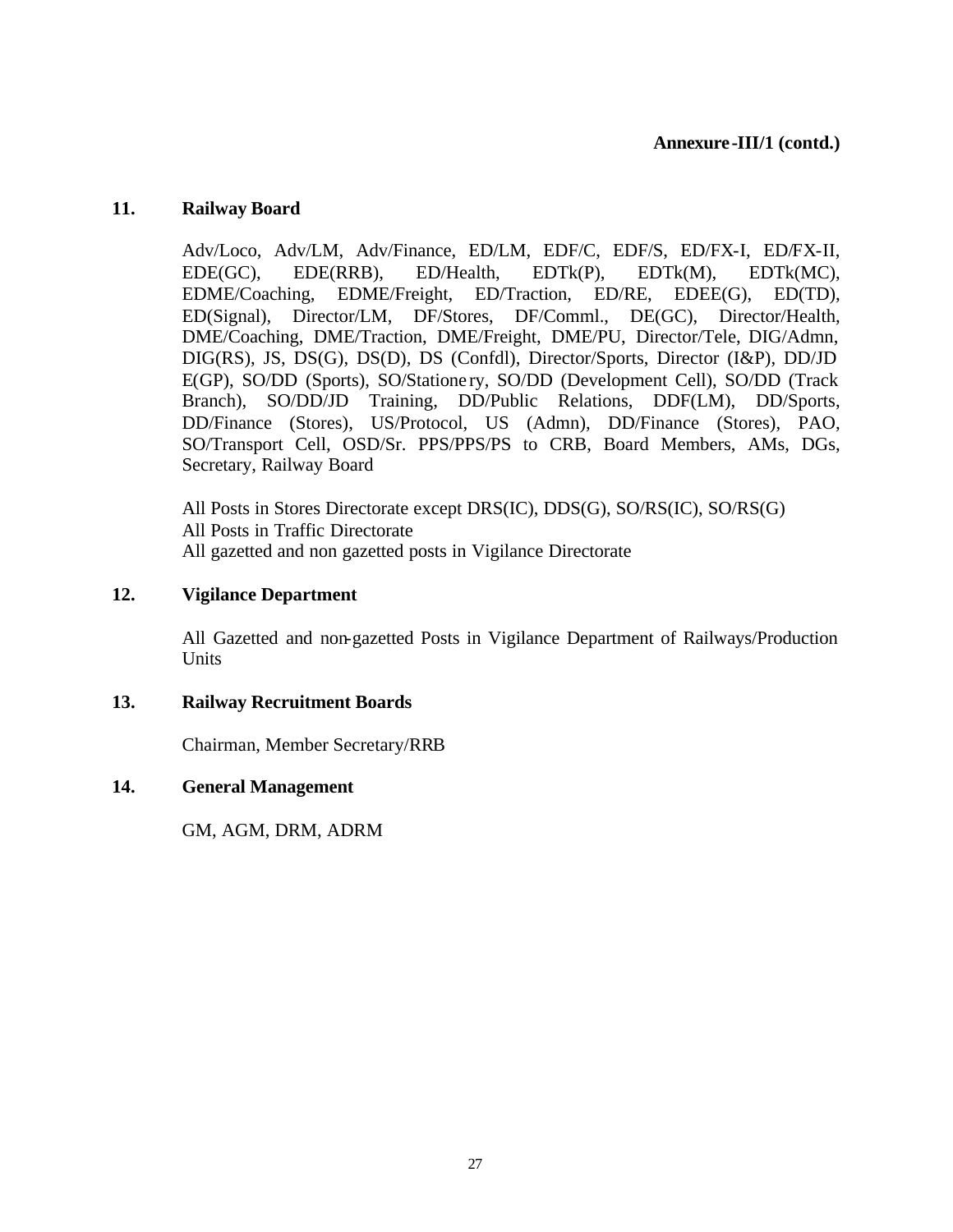**Annexure-III/1 (contd.)**

**11. Railway Board**

Adv/Loco, Adv/LM, Adv/Finance, ED/LM, EDF/C, EDF/S, ED/FX-I, ED/FX-II, EDE(GC), EDE(RRB), ED/Health, EDTk(P), EDTk(M), EDTk(MC), EDME/Coaching, EDME/Freight, ED/Traction, ED/RE, EDEE(G), ED(TD), ED(Signal), Director/LM, DF/Stores, DF/Comml., DE(GC), Director/Health, DME/Coaching, DME/Traction, DME/Freight, DME/PU, Director/Tele, DIG/Admn, DIG(RS), JS, DS(G), DS(D), DS (Confdl), Director/Sports, Director (I&P), DD/JD E(GP), SO/DD (Sports), SO/Stationery, SO/DD (Development Cell), SO/DD (Track Branch), SO/DD/JD Training, DD/Public Relations, DDF(LM), DD/Sports, DD/Finance (Stores), US/Protocol, US (Admn), DD/Finance (Stores), PAO, SO/Transport Cell, OSD/Sr. PPS/PPS/PS to CRB, Board Members, AMs, DGs, Secretary, Railway Board

All Posts in Stores Directorate except DRS(IC), DDS(G), SO/RS(IC), SO/RS(G)
All Posts in Traffic Directorate
All gazetted and non gazetted posts in Vigilance Directorate

**12. Vigilance Department**

All Gazetted and non-gazetted Posts in Vigilance Department of Railways/Production Units

**13. Railway Recruitment Boards**

Chairman, Member Secretary/RRB

**14. General Management**

GM, AGM, DRM, ADRM